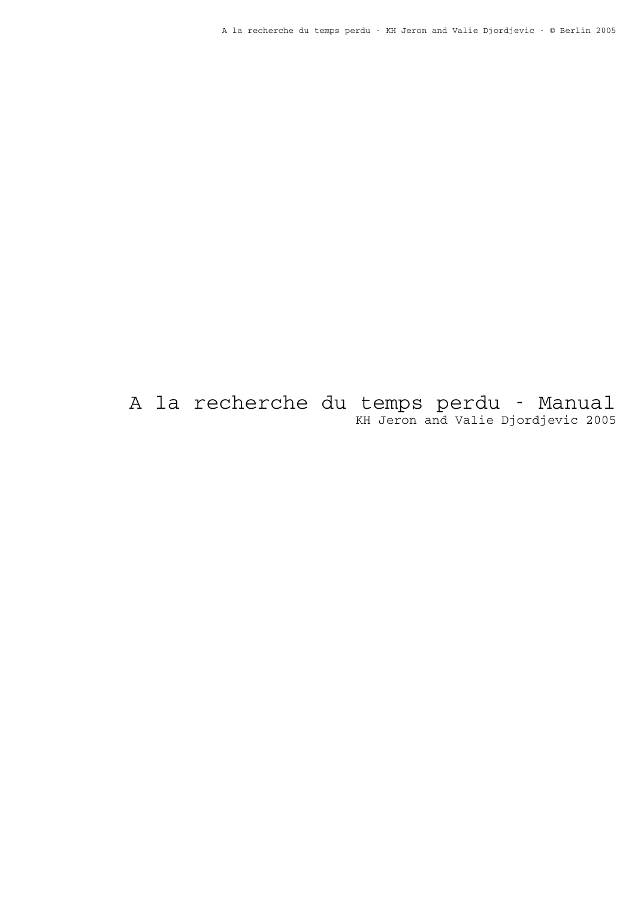# A la recherche du temps perdu - Manual

KH Jeron and Valie Djordjevic 2005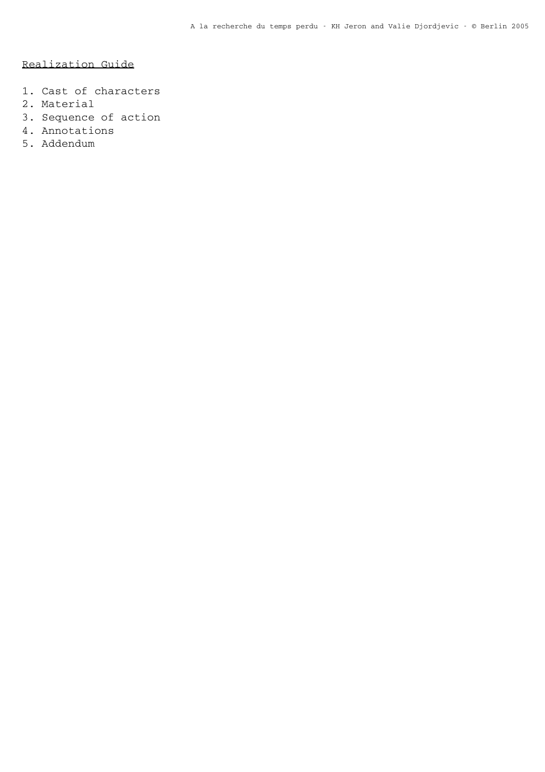## Realization Guide

1. Cast of characters
2. Material
3. Sequence of action
4. Annotations
5. Addendum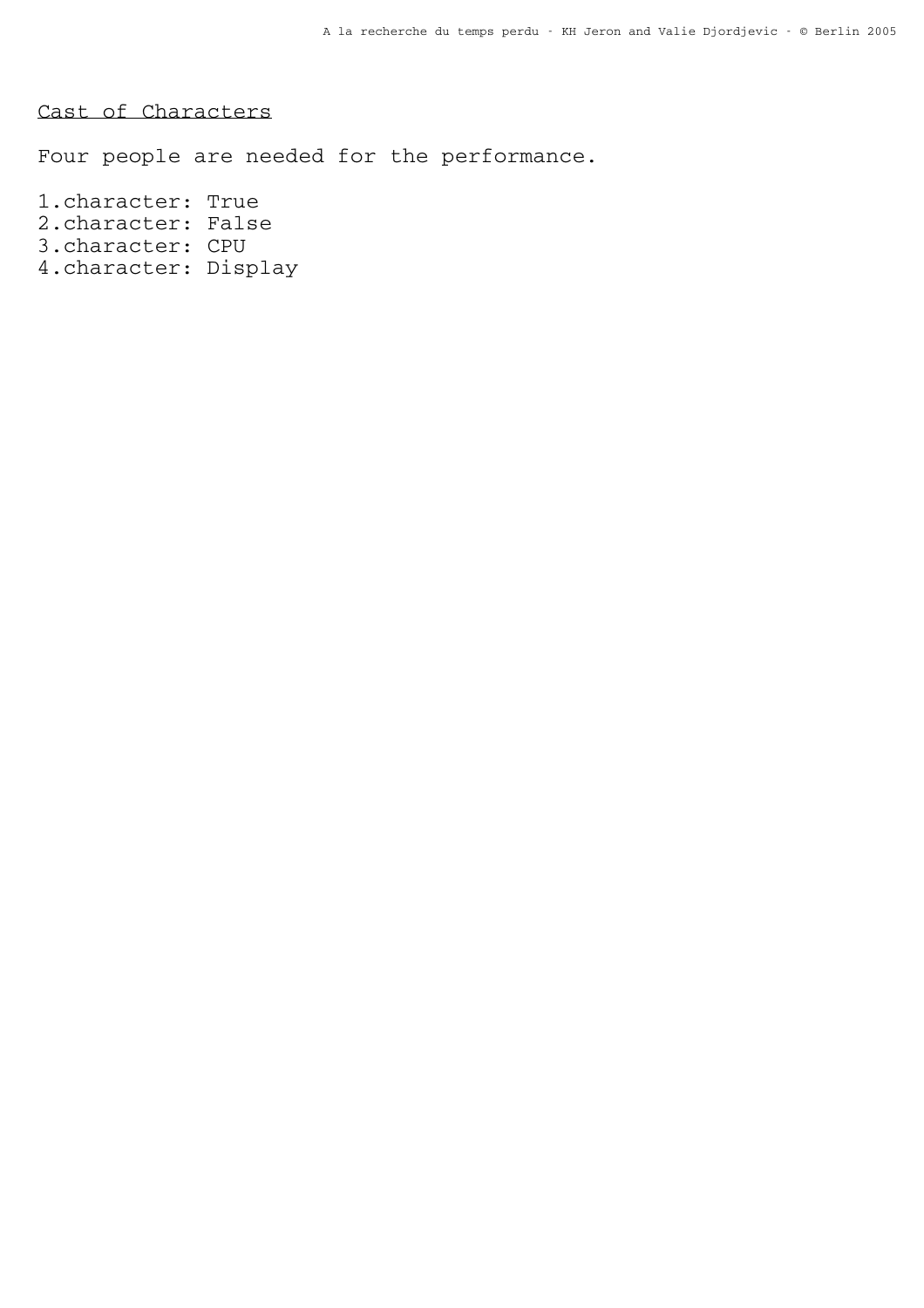<u>Cast of Characters</u>

Four people are needed for the performance.

1.character: True
2.character: False
3.character: CPU
4.character: Display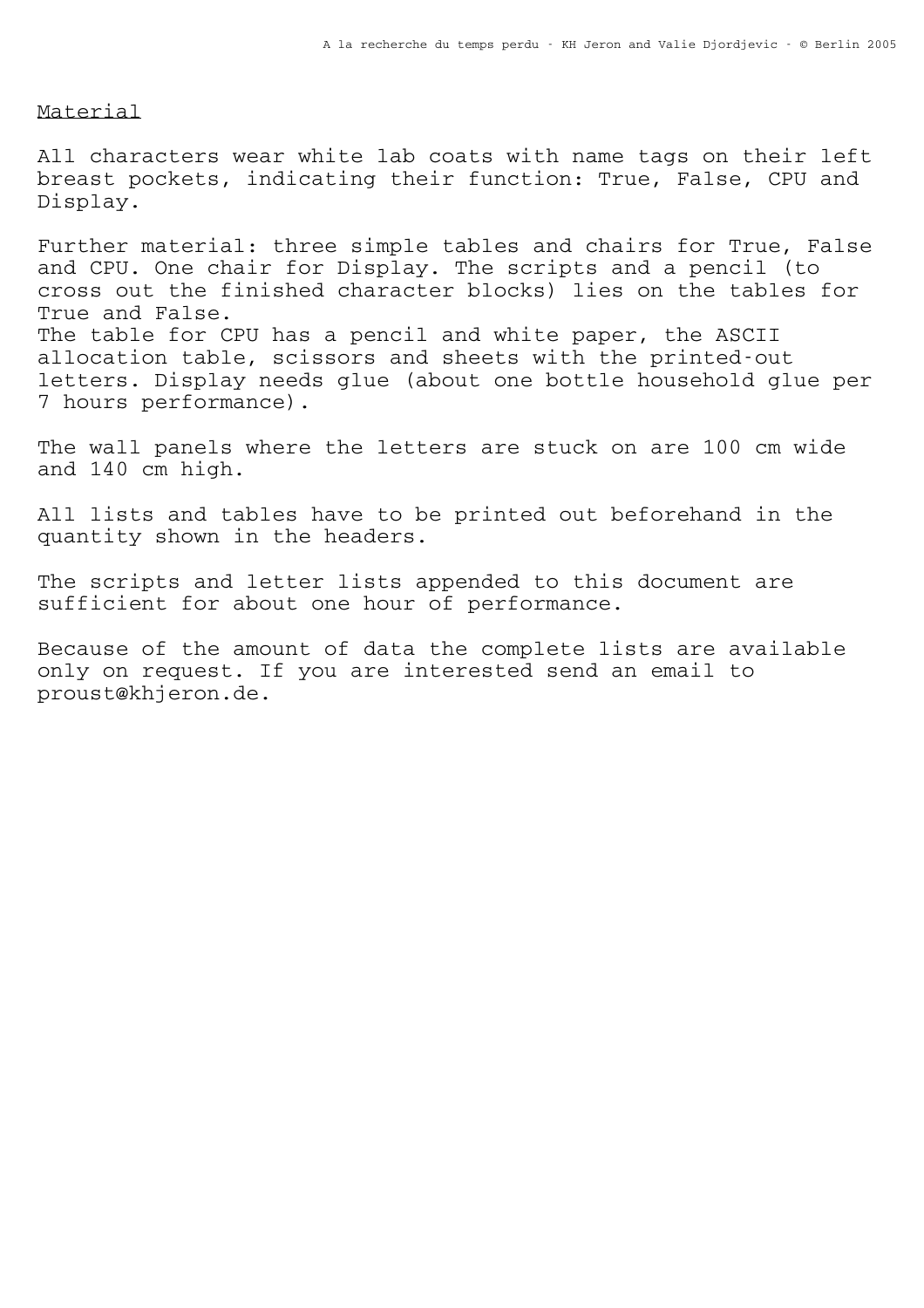## Material

All characters wear white lab coats with name tags on their left breast pockets, indicating their function: True, False, CPU and Display.

Further material: three simple tables and chairs for True, False and CPU. One chair for Display. The scripts and a pencil (to cross out the finished character blocks) lies on the tables for True and False.
The table for CPU has a pencil and white paper, the ASCII allocation table, scissors and sheets with the printed-out letters. Display needs glue (about one bottle household glue per 7 hours performance).

The wall panels where the letters are stuck on are 100 cm wide and 140 cm high.

All lists and tables have to be printed out beforehand in the quantity shown in the headers.

The scripts and letter lists appended to this document are sufficient for about one hour of performance.

Because of the amount of data the complete lists are available only on request. If you are interested send an email to proust@khjeron.de.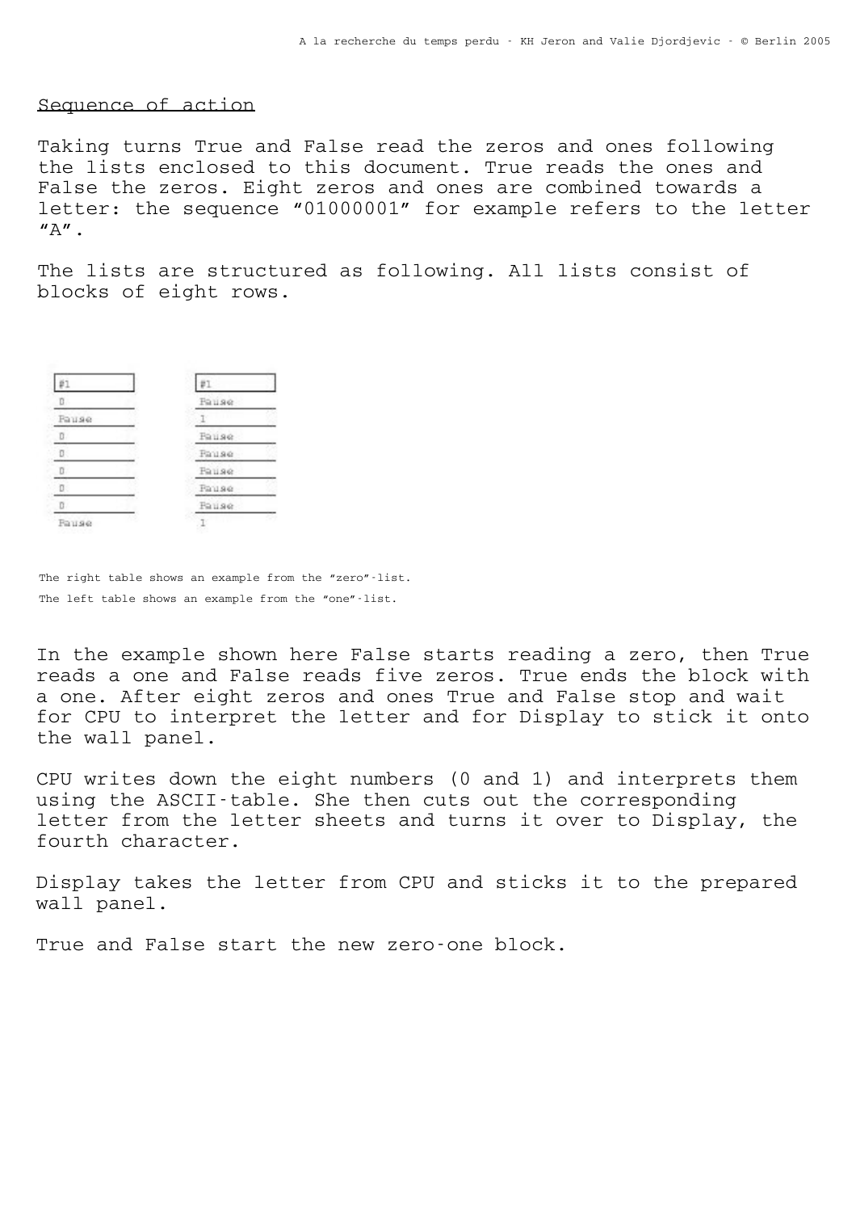<u>Sequence of action</u>

Taking turns True and False read the zeros and ones following the lists enclosed to this document. True reads the ones and False the zeros. Eight zeros and ones are combined towards a letter: the sequence "01000001" for example refers to the letter "A".

The lists are structured as following. All lists consist of blocks of eight rows.

| #1 |
|---|
| 0 |
| Pause |
| 0 |
| 0 |
| 0 |
| 0 |
| 0 |
| Pause |

| #1 |
|---|
| Pause |
| 1 |
| Pause |
| Pause |
| Pause |
| Pause |
| Pause |
| 1 |

The right table shows an example from the "zero"-list.
The left table shows an example from the "one"-list.

In the example shown here False starts reading a zero, then True reads a one and False reads five zeros. True ends the block with a one. After eight zeros and ones True and False stop and wait for CPU to interpret the letter and for Display to stick it onto the wall panel.

CPU writes down the eight numbers (0 and 1) and interprets them using the ASCII-table. She then cuts out the corresponding letter from the letter sheets and turns it over to Display, the fourth character.

Display takes the letter from CPU and sticks it to the prepared wall panel.

True and False start the new zero-one block.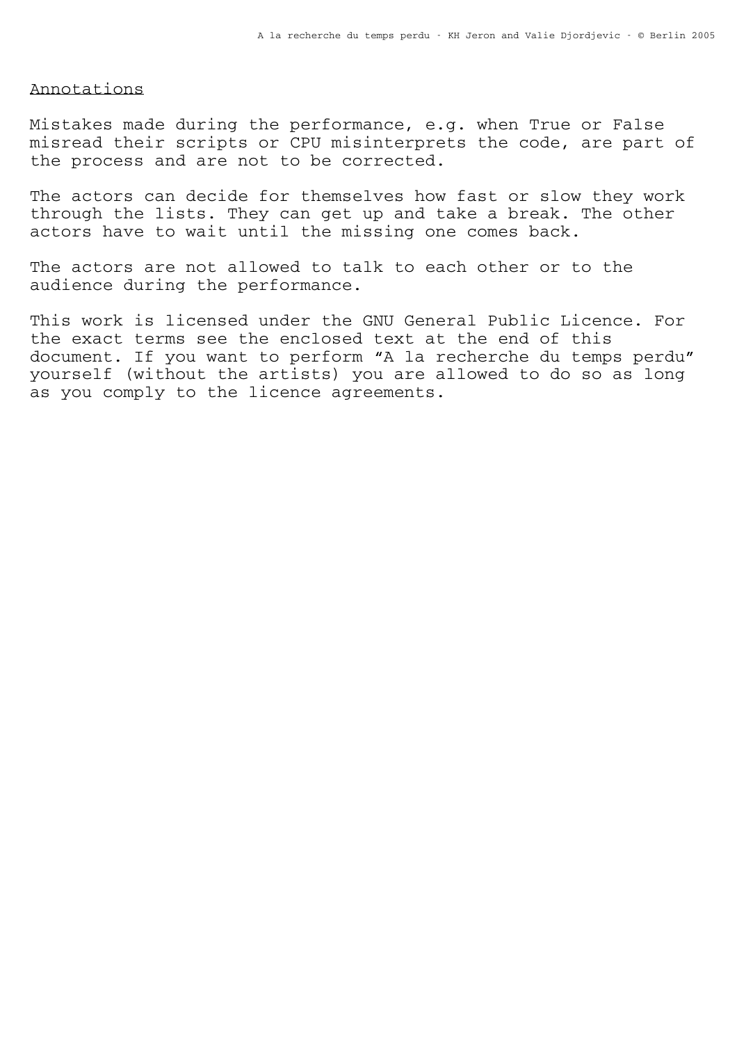## Annotations

Mistakes made during the performance, e.g. when True or False misread their scripts or CPU misinterprets the code, are part of the process and are not to be corrected.

The actors can decide for themselves how fast or slow they work through the lists. They can get up and take a break. The other actors have to wait until the missing one comes back.

The actors are not allowed to talk to each other or to the audience during the performance.

This work is licensed under the GNU General Public Licence. For the exact terms see the enclosed text at the end of this document. If you want to perform "A la recherche du temps perdu" yourself (without the artists) you are allowed to do so as long as you comply to the licence agreements.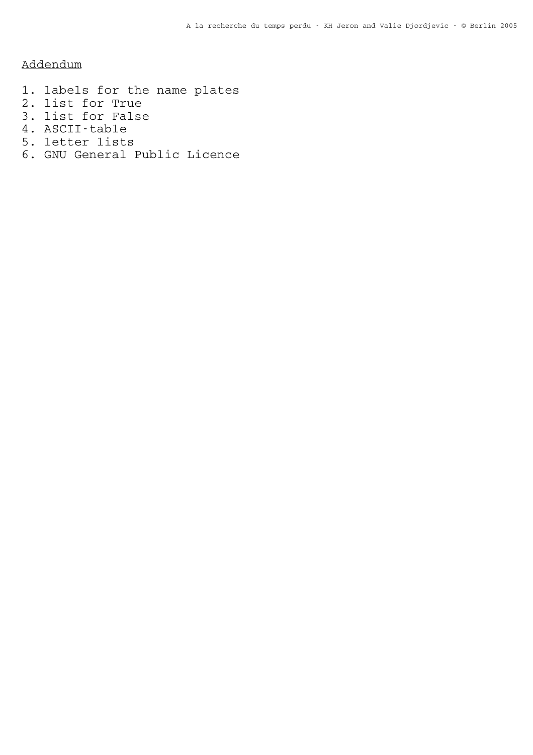## Addendum

1. labels for the name plates
2. list for True
3. list for False
4. ASCII-table
5. letter lists
6. GNU General Public Licence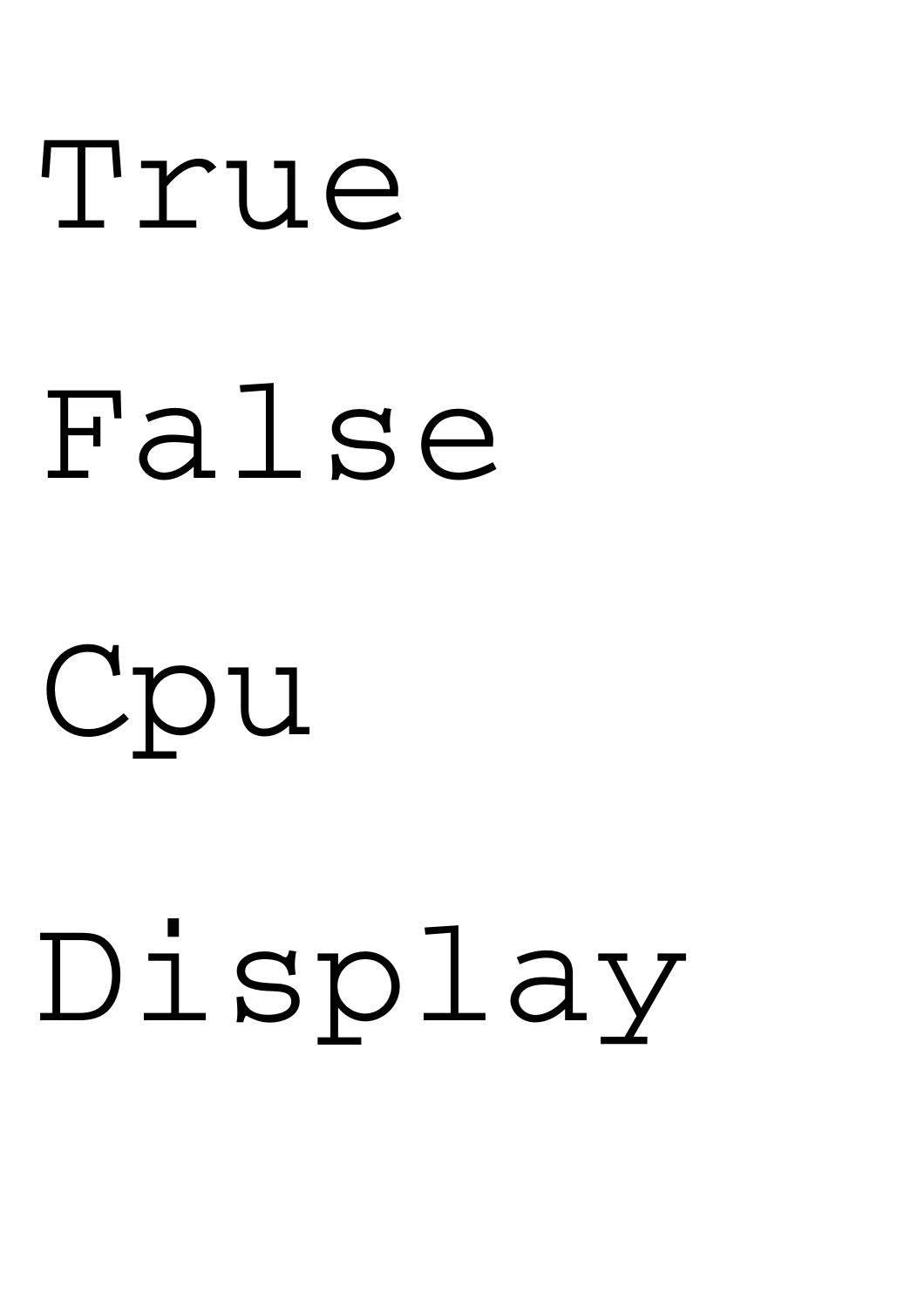True

False

Cpu

Display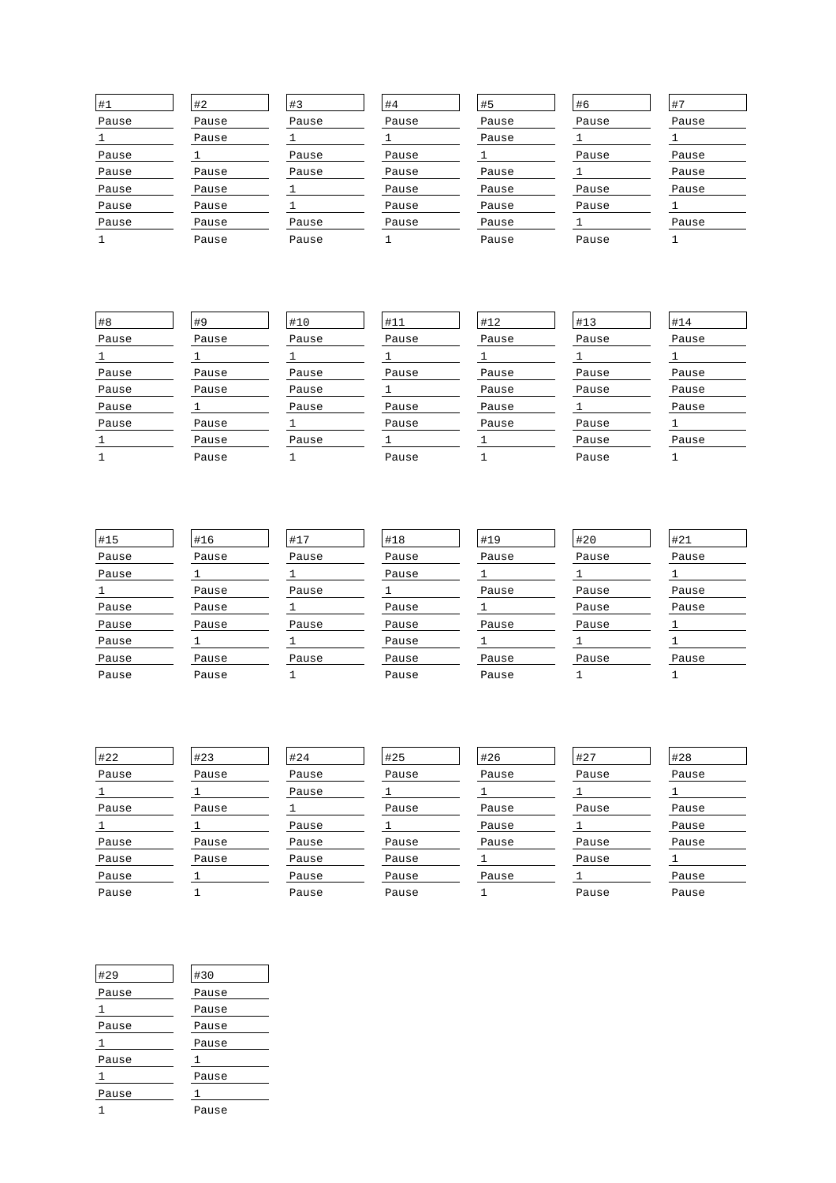| #1 | #2 | #3 | #4 | #5 | #6 | #7 |
|---|---|---|---|---|---|---|
| Pause | Pause | Pause | Pause | Pause | Pause | Pause |
| 1 | Pause | 1 | 1 | Pause | 1 | 1 |
| Pause | 1 | Pause | Pause | 1 | Pause | Pause |
| Pause | Pause | Pause | Pause | Pause | 1 | Pause |
| Pause | Pause | 1 | Pause | Pause | Pause | Pause |
| Pause | Pause | 1 | Pause | Pause | Pause | 1 |
| Pause | Pause | Pause | Pause | Pause | 1 | Pause |
| 1 | Pause | Pause | 1 | Pause | Pause | 1 |

| #8 | #9 | #10 | #11 | #12 | #13 | #14 |
|---|---|---|---|---|---|---|
| Pause | Pause | Pause | Pause | Pause | Pause | Pause |
| 1 | 1 | 1 | 1 | 1 | 1 | 1 |
| Pause | Pause | Pause | Pause | Pause | Pause | Pause |
| Pause | Pause | Pause | 1 | Pause | Pause | Pause |
| Pause | 1 | Pause | Pause | Pause | 1 | Pause |
| Pause | Pause | 1 | Pause | Pause | Pause | 1 |
| 1 | Pause | Pause | 1 | 1 | Pause | Pause |
| 1 | Pause | 1 | Pause | 1 | Pause | 1 |

| #15 | #16 | #17 | #18 | #19 | #20 | #21 |
|---|---|---|---|---|---|---|
| Pause | Pause | Pause | Pause | Pause | Pause | Pause |
| Pause | 1 | 1 | Pause | 1 | 1 | 1 |
| 1 | Pause | Pause | 1 | Pause | Pause | Pause |
| Pause | Pause | 1 | Pause | 1 | Pause | Pause |
| Pause | Pause | Pause | Pause | Pause | Pause | 1 |
| Pause | 1 | 1 | Pause | 1 | 1 | 1 |
| Pause | Pause | Pause | Pause | Pause | Pause | Pause |
| Pause | Pause | 1 | Pause | Pause | 1 | 1 |

| #22 | #23 | #24 | #25 | #26 | #27 | #28 |
|---|---|---|---|---|---|---|
| Pause | Pause | Pause | Pause | Pause | Pause | Pause |
| 1 | 1 | Pause | 1 | 1 | 1 | 1 |
| Pause | Pause | 1 | Pause | Pause | Pause | Pause |
| 1 | 1 | Pause | 1 | Pause | 1 | Pause |
| Pause | Pause | Pause | Pause | Pause | Pause | Pause |
| Pause | Pause | Pause | Pause | 1 | Pause | 1 |
| Pause | 1 | Pause | Pause | Pause | 1 | Pause |
| Pause | 1 | Pause | Pause | 1 | Pause | Pause |

| #29 | #30 |
|---|---|
| Pause | Pause |
| 1 | Pause |
| Pause | Pause |
| 1 | Pause |
| Pause | 1 |
| 1 | Pause |
| Pause | 1 |
| 1 | Pause |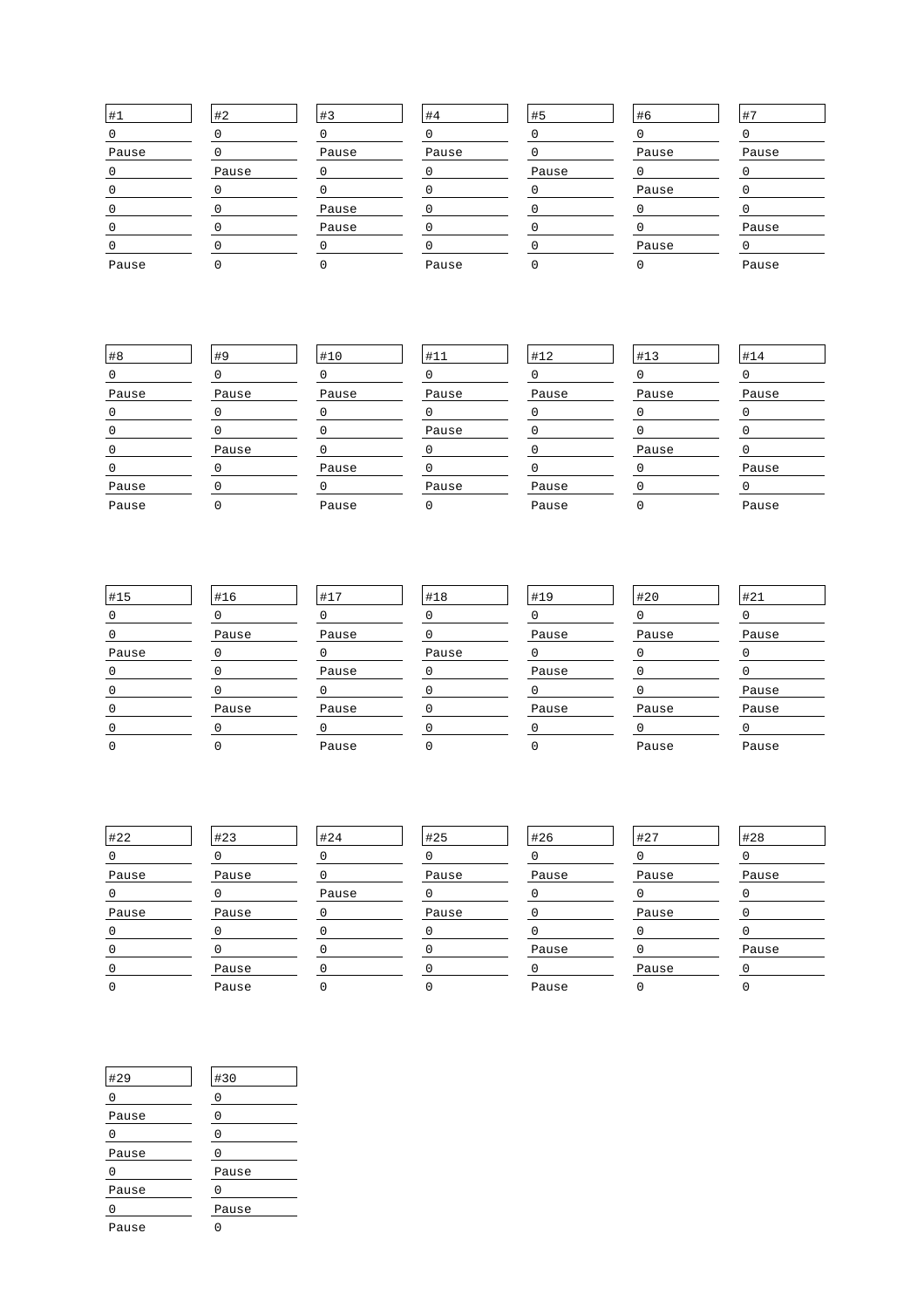| #1 | #2 | #3 | #4 | #5 | #6 | #7 |
|---|---|---|---|---|---|---|
| 0 | 0 | 0 | 0 | 0 | 0 | 0 |
| Pause | 0 | Pause | Pause | 0 | Pause | Pause |
| 0 | Pause | 0 | 0 | Pause | 0 | 0 |
| 0 | 0 | 0 | 0 | 0 | Pause | 0 |
| 0 | 0 | Pause | 0 | 0 | 0 | 0 |
| 0 | 0 | Pause | 0 | 0 | 0 | Pause |
| 0 | 0 | 0 | 0 | 0 | Pause | 0 |
| Pause | 0 | 0 | Pause | 0 | 0 | Pause |

| #8 | #9 | #10 | #11 | #12 | #13 | #14 |
|---|---|---|---|---|---|---|
| 0 | 0 | 0 | 0 | 0 | 0 | 0 |
| Pause | Pause | Pause | Pause | Pause | Pause | Pause |
| 0 | 0 | 0 | 0 | 0 | 0 | 0 |
| 0 | 0 | 0 | Pause | 0 | 0 | 0 |
| 0 | Pause | 0 | 0 | 0 | Pause | 0 |
| 0 | 0 | Pause | 0 | 0 | 0 | Pause |
| Pause | 0 | 0 | Pause | Pause | 0 | 0 |
| Pause | 0 | Pause | 0 | Pause | 0 | Pause |

| #15 | #16 | #17 | #18 | #19 | #20 | #21 |
|---|---|---|---|---|---|---|
| 0 | 0 | 0 | 0 | 0 | 0 | 0 |
| 0 | Pause | Pause | 0 | Pause | Pause | Pause |
| Pause | 0 | 0 | Pause | 0 | 0 | 0 |
| 0 | 0 | Pause | 0 | Pause | 0 | 0 |
| 0 | 0 | 0 | 0 | 0 | 0 | Pause |
| 0 | Pause | Pause | 0 | Pause | Pause | Pause |
| 0 | 0 | 0 | 0 | 0 | 0 | 0 |
| 0 | 0 | Pause | 0 | 0 | Pause | Pause |

| #22 | #23 | #24 | #25 | #26 | #27 | #28 |
|---|---|---|---|---|---|---|
| 0 | 0 | 0 | 0 | 0 | 0 | 0 |
| Pause | Pause | 0 | Pause | Pause | Pause | Pause |
| 0 | 0 | Pause | 0 | 0 | 0 | 0 |
| Pause | Pause | 0 | Pause | 0 | Pause | 0 |
| 0 | 0 | 0 | 0 | 0 | 0 | 0 |
| 0 | 0 | 0 | 0 | Pause | 0 | Pause |
| 0 | Pause | 0 | 0 | 0 | Pause | 0 |
| 0 | Pause | 0 | 0 | Pause | 0 | 0 |

| #29 | #30 |
|---|---|
| 0 | 0 |
| Pause | 0 |
| 0 | 0 |
| Pause | 0 |
| 0 | Pause |
| Pause | 0 |
| 0 | Pause |
| Pause | 0 |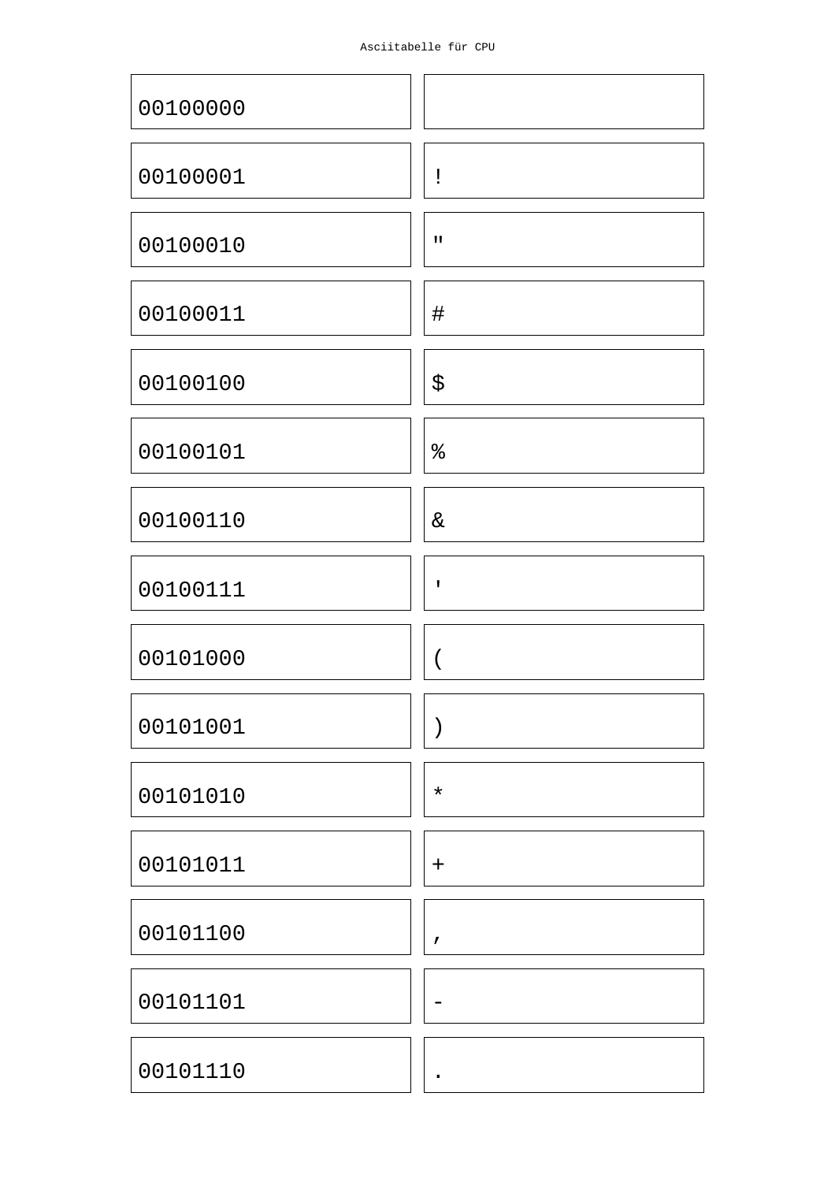| 00100000 |   |
| --- | --- |
| 00100001 | ! |
| 00100010 | " |
| 00100011 | # |
| 00100100 | $ |
| 00100101 | % |
| 00100110 | & |
| 00100111 | ' |
| 00101000 | ( |
| 00101001 | ) |
| 00101010 | * |
| 00101011 | + |
| 00101100 | , |
| 00101101 | - |
| 00101110 | . |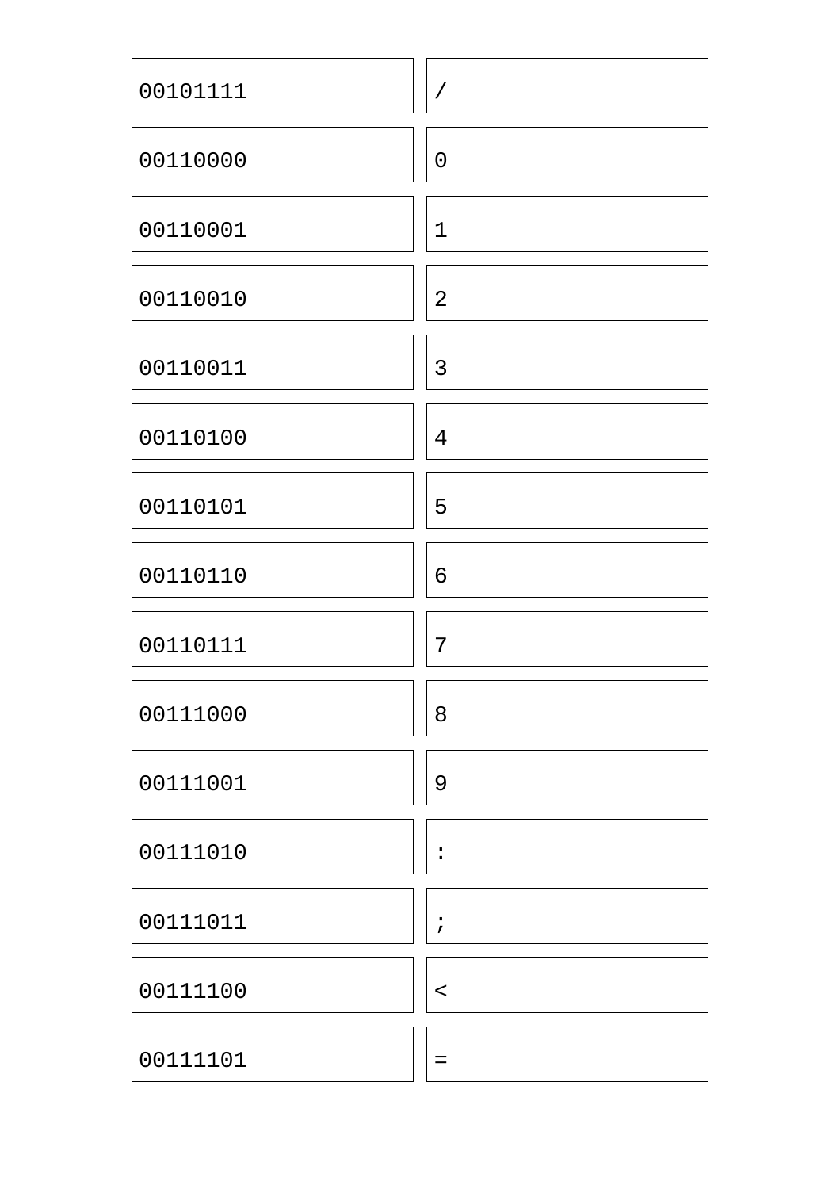| 00101111 | / |
| --- | --- |
| 00110000 | 0 |
| 00110001 | 1 |
| 00110010 | 2 |
| 00110011 | 3 |
| 00110100 | 4 |
| 00110101 | 5 |
| 00110110 | 6 |
| 00110111 | 7 |
| 00111000 | 8 |
| 00111001 | 9 |
| 00111010 | : |
| 00111011 | ; |
| 00111100 | < |
| 00111101 | = |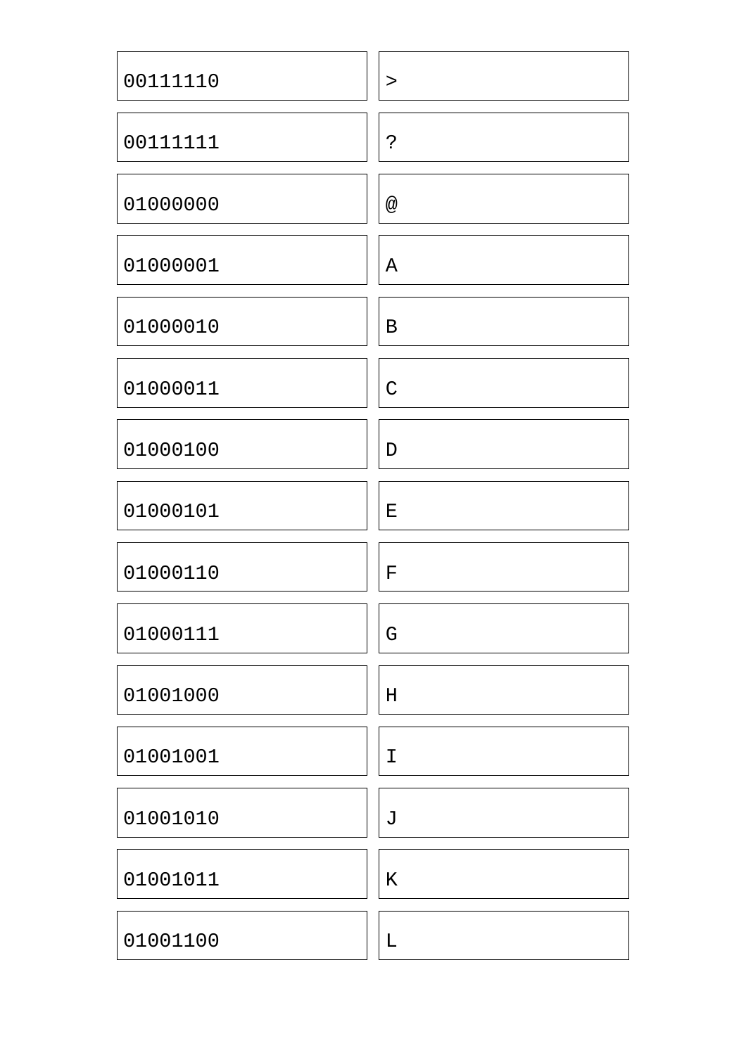| | |
|---|---|
| 00111110 | > |
| 00111111 | ? |
| 01000000 | @ |
| 01000001 | A |
| 01000010 | B |
| 01000011 | C |
| 01000100 | D |
| 01000101 | E |
| 01000110 | F |
| 01000111 | G |
| 01001000 | H |
| 01001001 | I |
| 01001010 | J |
| 01001011 | K |
| 01001100 | L |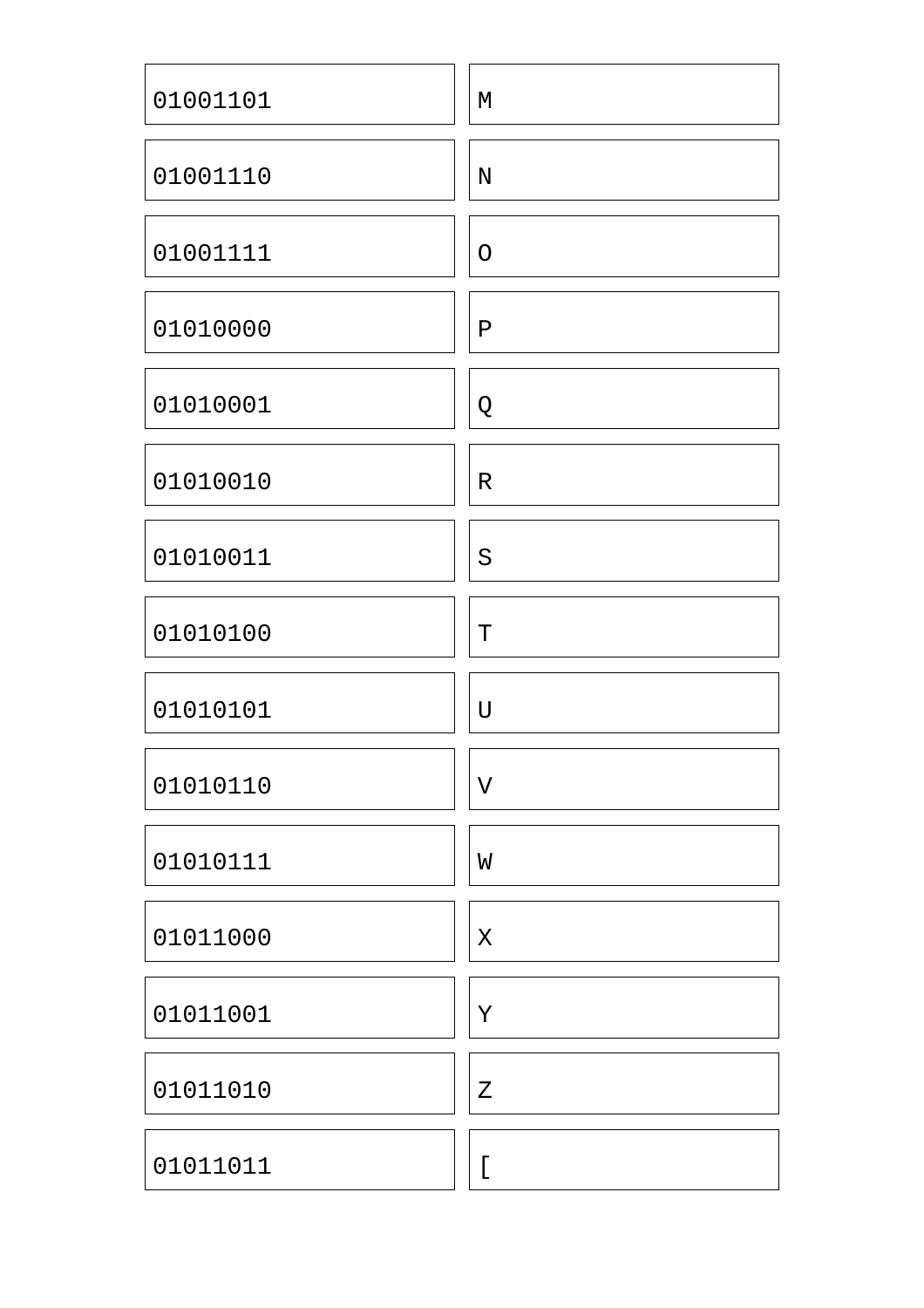| | |
|---|---|
| 01001101 | M |
| 01001110 | N |
| 01001111 | O |
| 01010000 | P |
| 01010001 | Q |
| 01010010 | R |
| 01010011 | S |
| 01010100 | T |
| 01010101 | U |
| 01010110 | V |
| 01010111 | W |
| 01011000 | X |
| 01011001 | Y |
| 01011010 | Z |
| 01011011 | [ |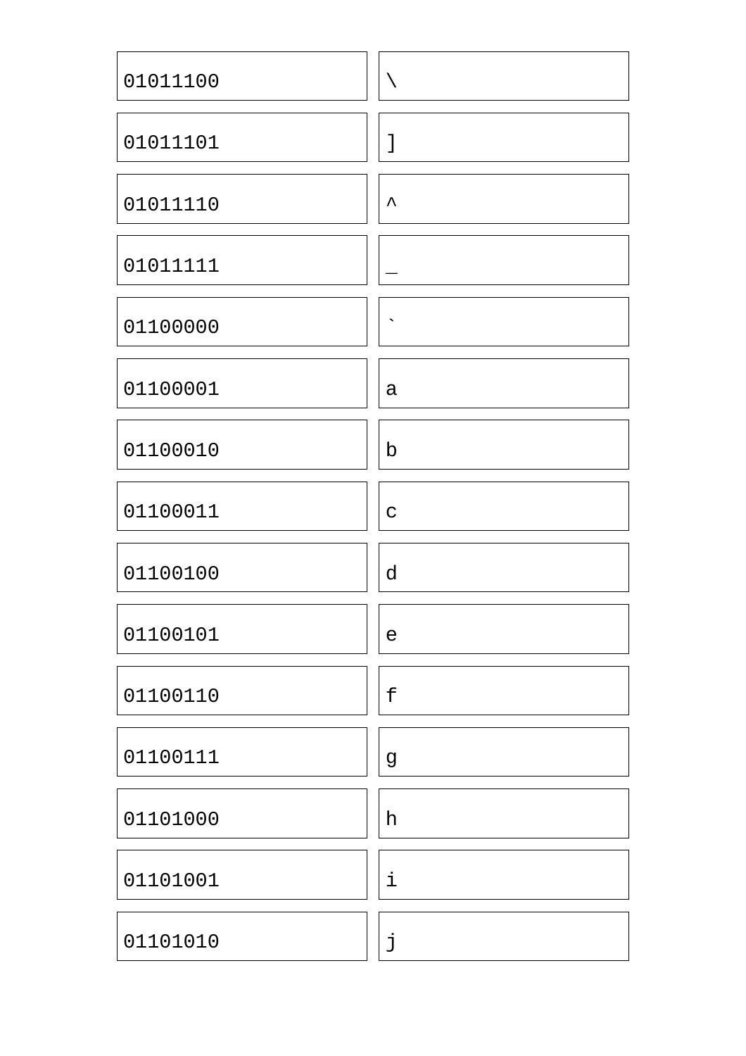| | |
|---|---|
| 01011100 | \ |
| 01011101 | ] |
| 01011110 | ^ |
| 01011111 | _ |
| 01100000 | ` |
| 01100001 | a |
| 01100010 | b |
| 01100011 | c |
| 01100100 | d |
| 01100101 | e |
| 01100110 | f |
| 01100111 | g |
| 01101000 | h |
| 01101001 | i |
| 01101010 | j |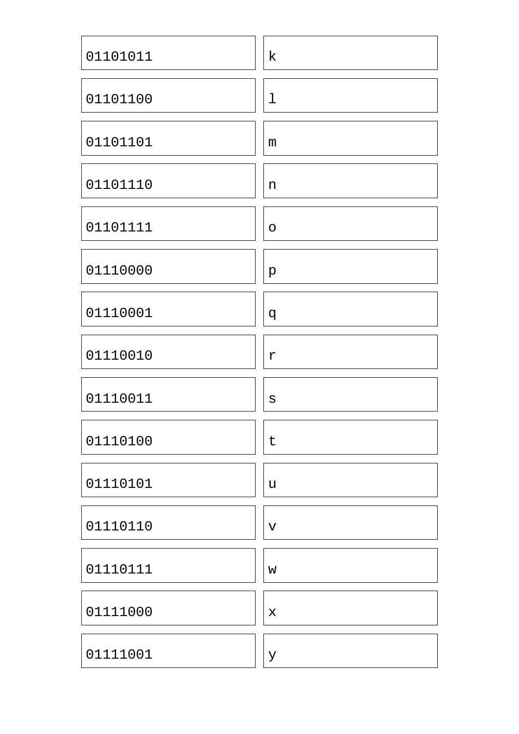| 01101011 | k |
|---|---|
| 01101100 | l |
| 01101101 | m |
| 01101110 | n |
| 01101111 | o |
| 01110000 | p |
| 01110001 | q |
| 01110010 | r |
| 01110011 | s |
| 01110100 | t |
| 01110101 | u |
| 01110110 | v |
| 01110111 | w |
| 01111000 | x |
| 01111001 | y |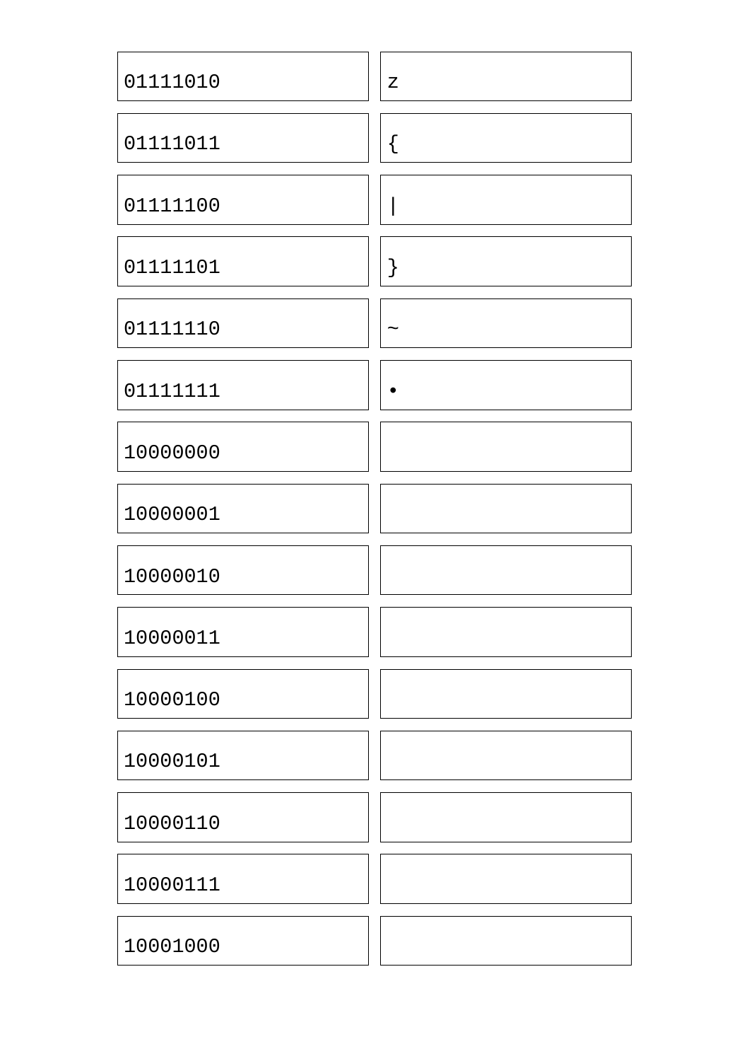| | |
|---|---|
| 01111010 | z |
| 01111011 | { |
| 01111100 | \| |
| 01111101 | } |
| 01111110 | ~ |
| 01111111 | • |
| 10000000 | |
| 10000001 | |
| 10000010 | |
| 10000011 | |
| 10000100 | |
| 10000101 | |
| 10000110 | |
| 10000111 | |
| 10001000 | |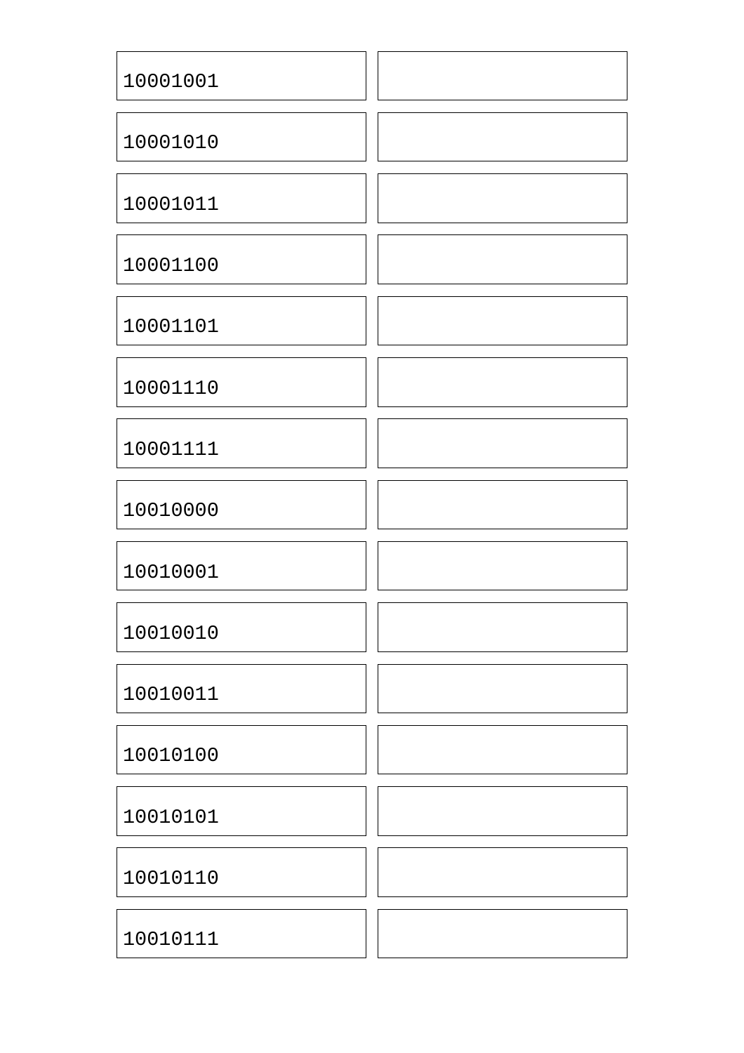| | |
|---|---|
| 10001001 | |
| 10001010 | |
| 10001011 | |
| 10001100 | |
| 10001101 | |
| 10001110 | |
| 10001111 | |
| 10010000 | |
| 10010001 | |
| 10010010 | |
| 10010011 | |
| 10010100 | |
| 10010101 | |
| 10010110 | |
| 10010111 | |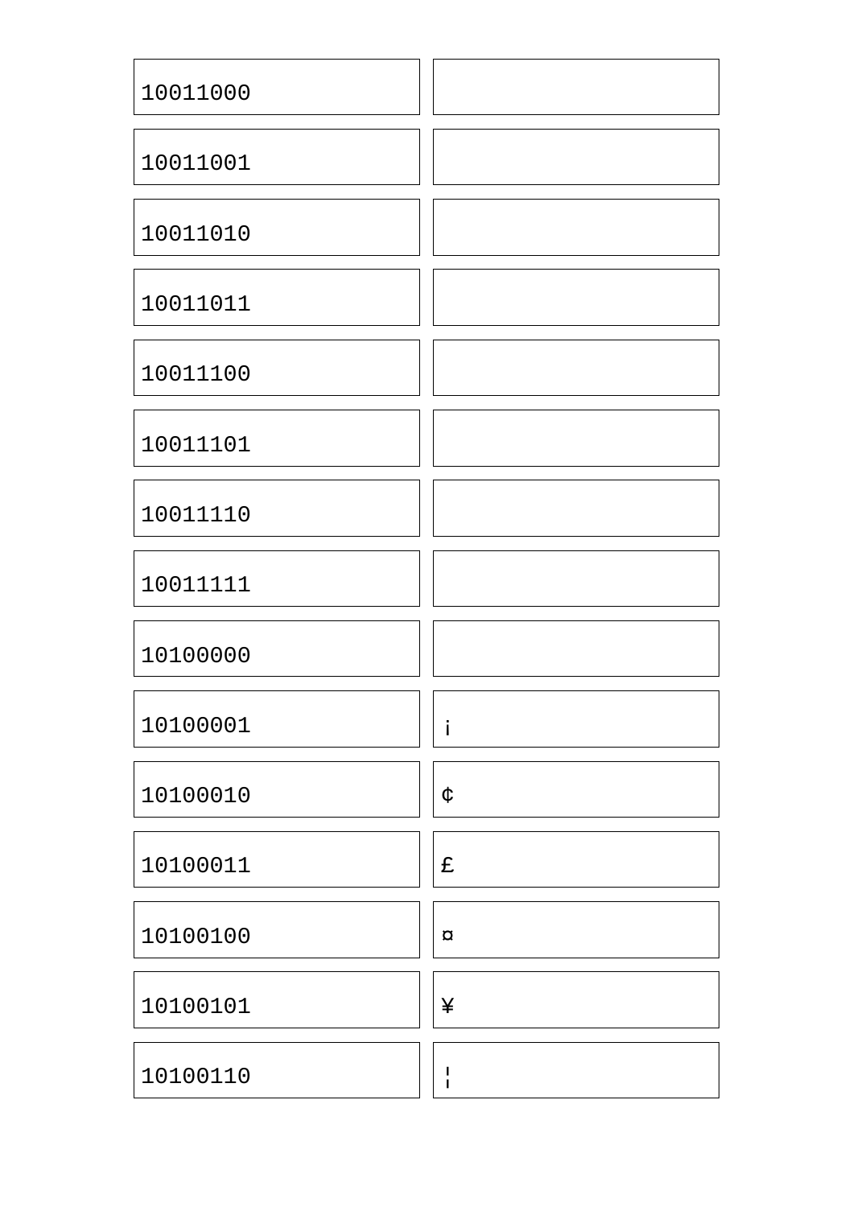| | |
|---|---|
| 10011000 | |
| 10011001 | |
| 10011010 | |
| 10011011 | |
| 10011100 | |
| 10011101 | |
| 10011110 | |
| 10011111 | |
| 10100000 | |
| 10100001 | ¡ |
| 10100010 | ¢ |
| 10100011 | £ |
| 10100100 | ¤ |
| 10100101 | ¥ |
| 10100110 | ¦ |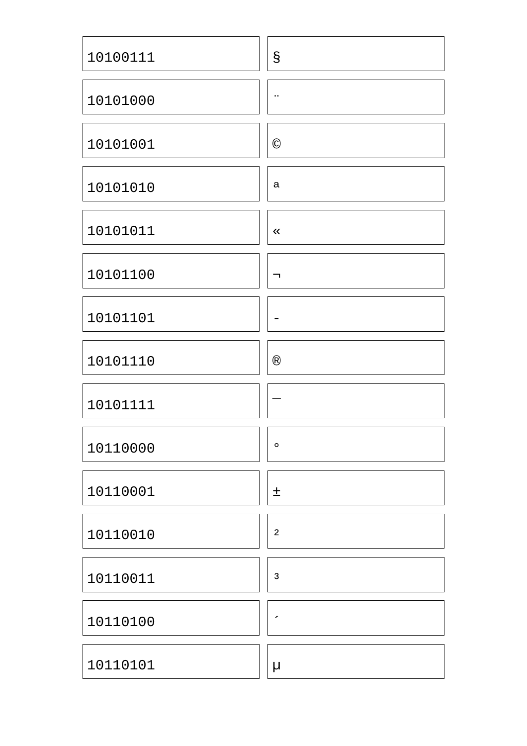| 10100111 | § |
| --- | --- |
| 10101000 | ¨ |
| 10101001 | © |
| 10101010 | ª |
| 10101011 | « |
| 10101100 | ¬ |
| 10101101 | - |
| 10101110 | ® |
| 10101111 | ¯ |
| 10110000 | ° |
| 10110001 | ± |
| 10110010 | $^{2}$ |
| 10110011 | $^{3}$ |
| 10110100 | ´ |
| 10110101 | µ |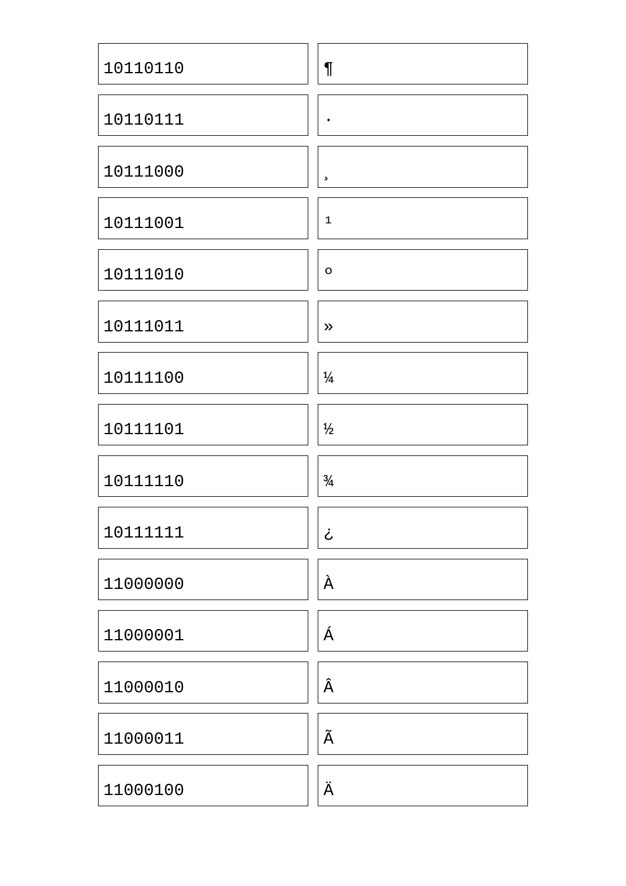| | |
|---|---|
| 10110110 | ¶ |
| 10110111 | · |
| 10111000 | ¸ |
| 10111001 | ¹ |
| 10111010 | º |
| 10111011 | » |
| 10111100 | ¼ |
| 10111101 | ½ |
| 10111110 | ¾ |
| 10111111 | ¿ |
| 11000000 | À |
| 11000001 | Á |
| 11000010 | Â |
| 11000011 | Ã |
| 11000100 | Ä |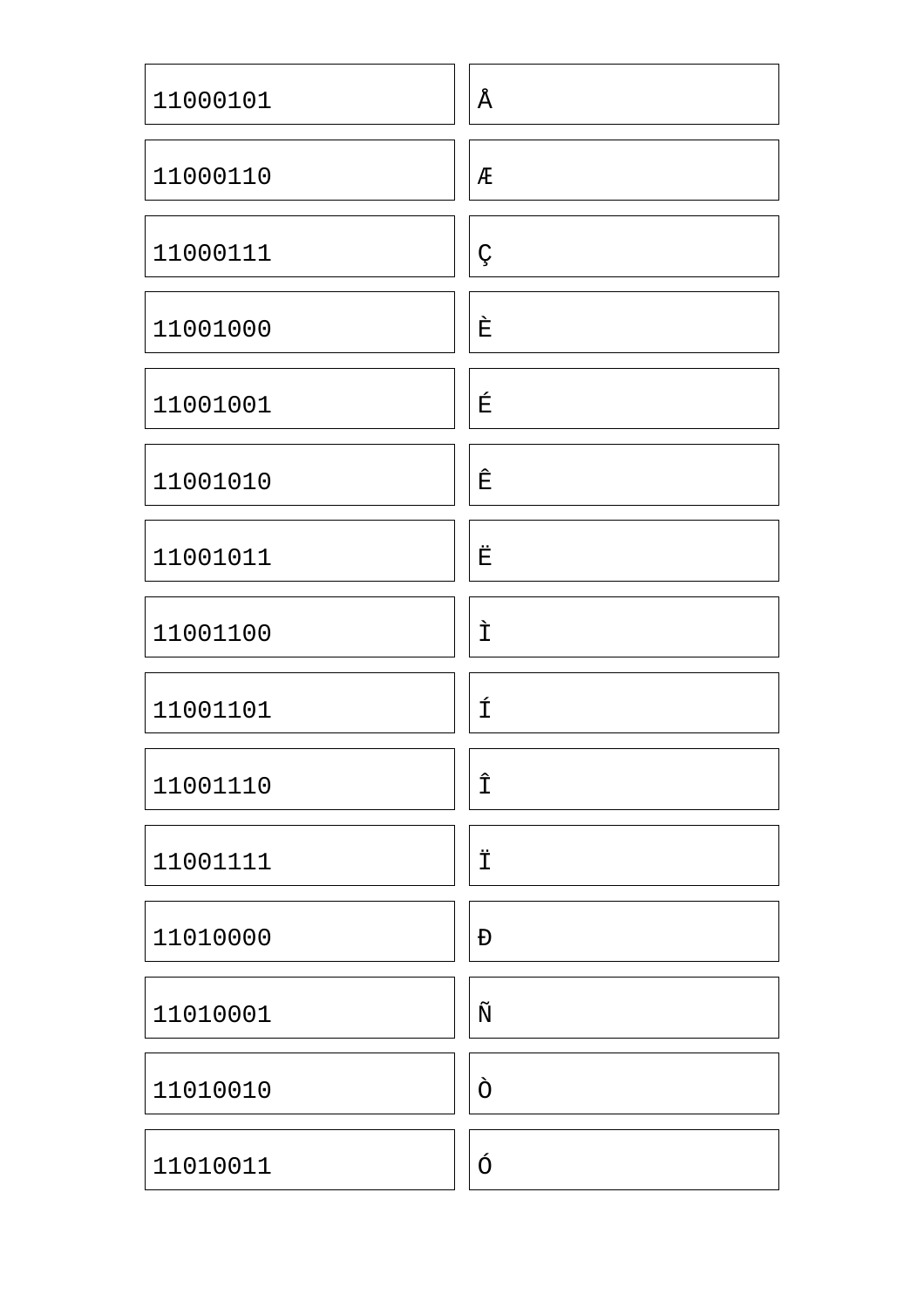| | |
|---|---|
| 11000101 | Å |
| 11000110 | Æ |
| 11000111 | Ç |
| 11001000 | È |
| 11001001 | É |
| 11001010 | Ê |
| 11001011 | Ë |
| 11001100 | Ì |
| 11001101 | Í |
| 11001110 | Î |
| 11001111 | Ï |
| 11010000 | Ð |
| 11010001 | Ñ |
| 11010010 | Ò |
| 11010011 | Ó |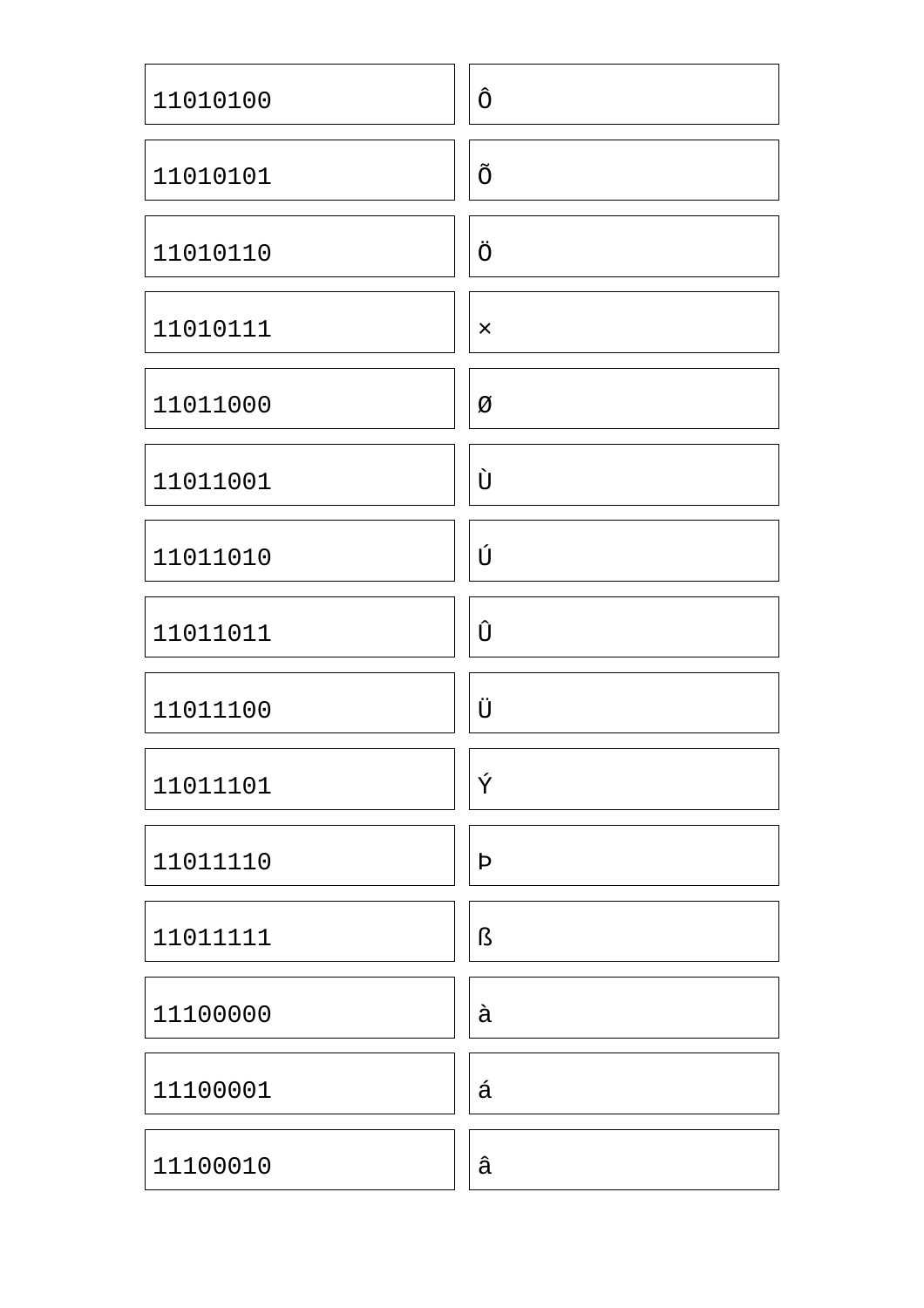| | |
|---|---|
| 11010100 | Ô |
| 11010101 | Õ |
| 11010110 | Ö |
| 11010111 | × |
| 11011000 | Ø |
| 11011001 | Ù |
| 11011010 | Ú |
| 11011011 | Û |
| 11011100 | Ü |
| 11011101 | Ý |
| 11011110 | Þ |
| 11011111 | ß |
| 11100000 | à |
| 11100001 | á |
| 11100010 | â |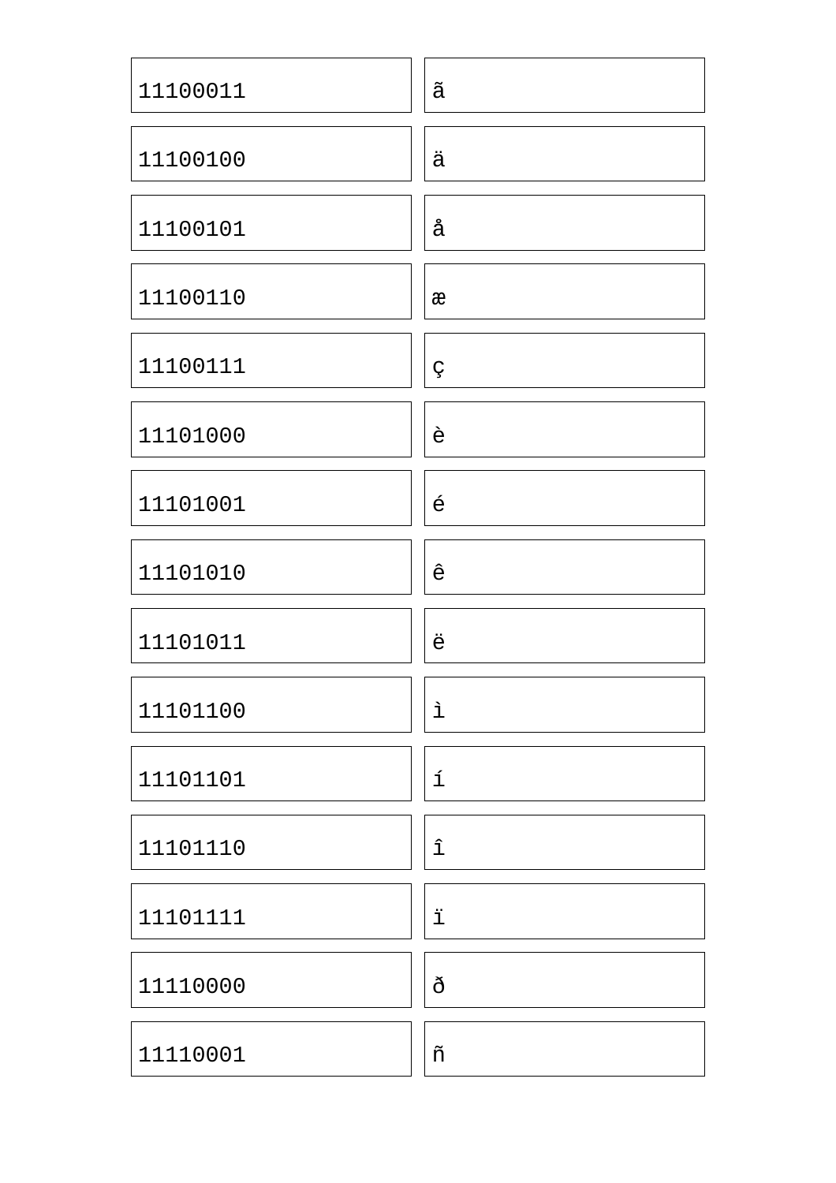| | |
|---|---|
| 11100011 | ã |
| 11100100 | ä |
| 11100101 | å |
| 11100110 | æ |
| 11100111 | ç |
| 11101000 | è |
| 11101001 | é |
| 11101010 | ê |
| 11101011 | ë |
| 11101100 | ì |
| 11101101 | í |
| 11101110 | î |
| 11101111 | ï |
| 11110000 | ð |
| 11110001 | ñ |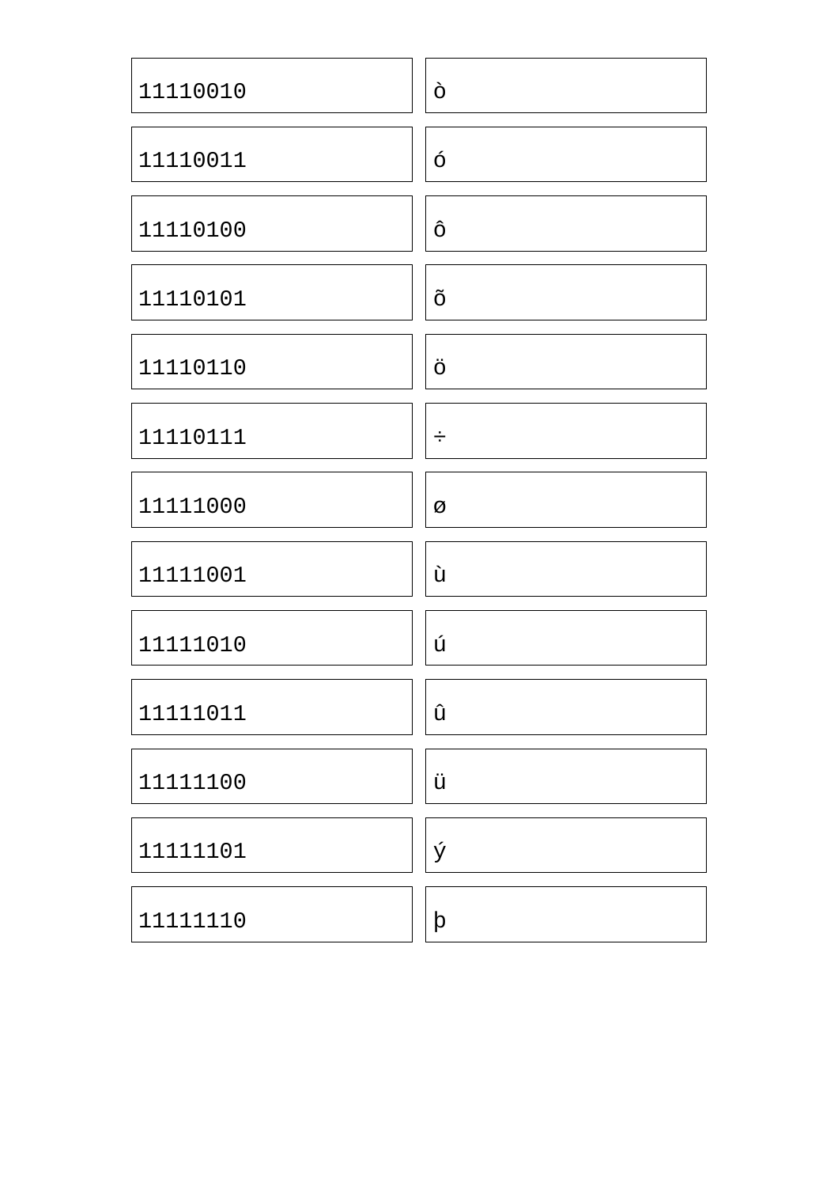| | |
|---|---|
| 11110010 | ò |
| 11110011 | ó |
| 11110100 | ô |
| 11110101 | õ |
| 11110110 | ö |
| 11110111 | ÷ |
| 11111000 | ø |
| 11111001 | ù |
| 11111010 | ú |
| 11111011 | û |
| 11111100 | ü |
| 11111101 | ý |
| 11111110 | þ |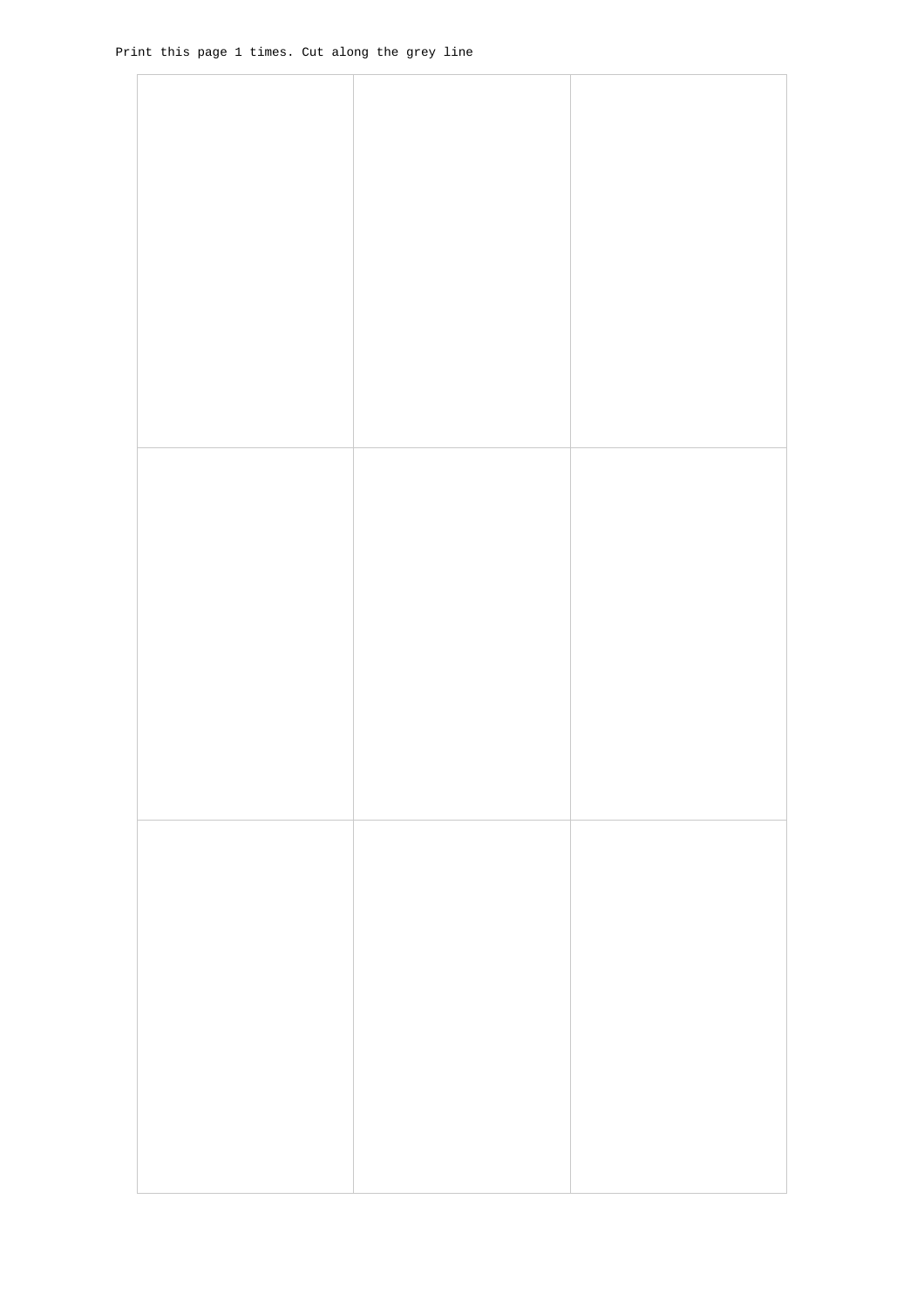Print this page 1 times. Cut along the grey line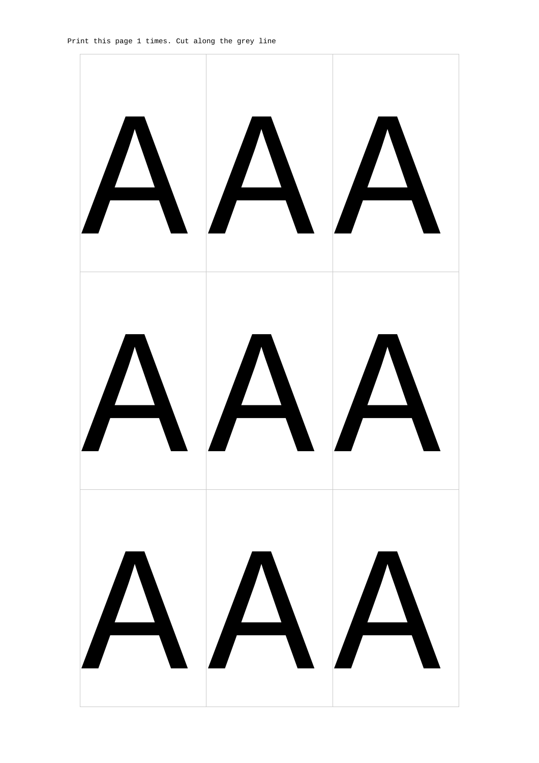Print this page 1 times. Cut along the grey line

| A | A | A |
| --- | --- | --- |
| A | A | A |
| A | A | A |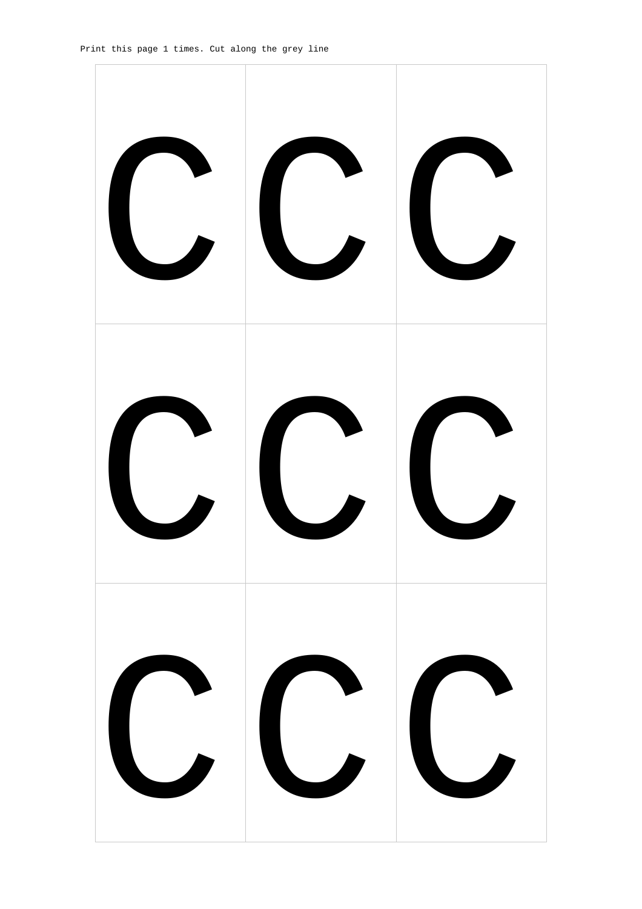Print this page 1 times. Cut along the grey line

| | | |
|---|---|---|
| c | c | c |
| c | c | c |
| c | c | c |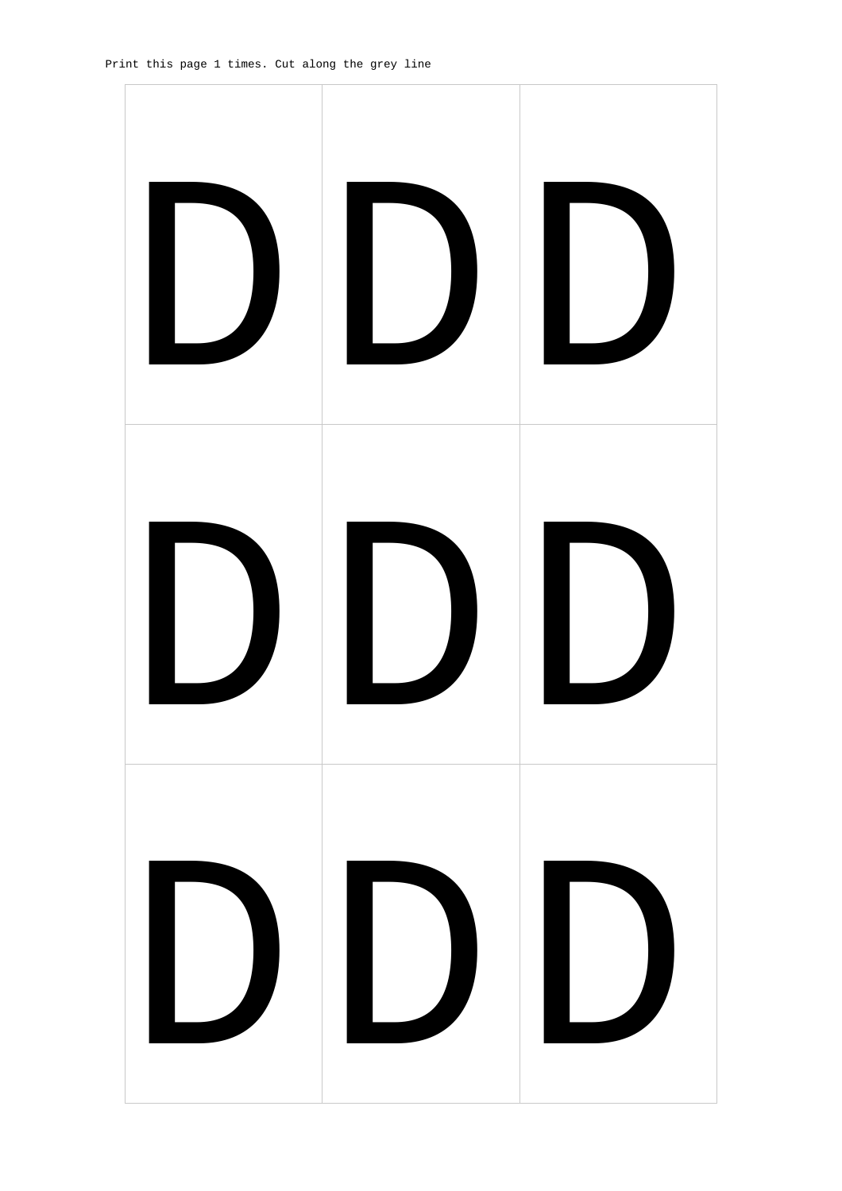Print this page 1 times. Cut along the grey line

| D | D | D |
|---|---|---|
| D | D | D |
| D | D | D |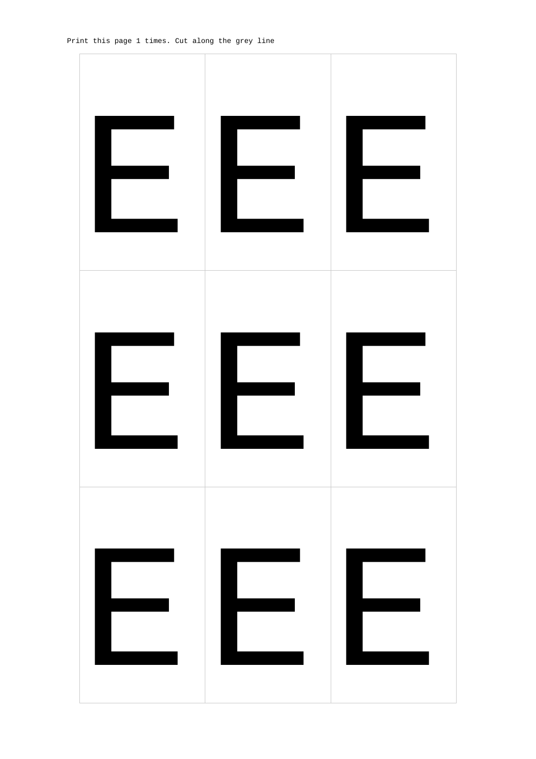Print this page 1 times. Cut along the grey line

| E | E | E |
| --- | --- | --- |
| E | E | E |
| E | E | E |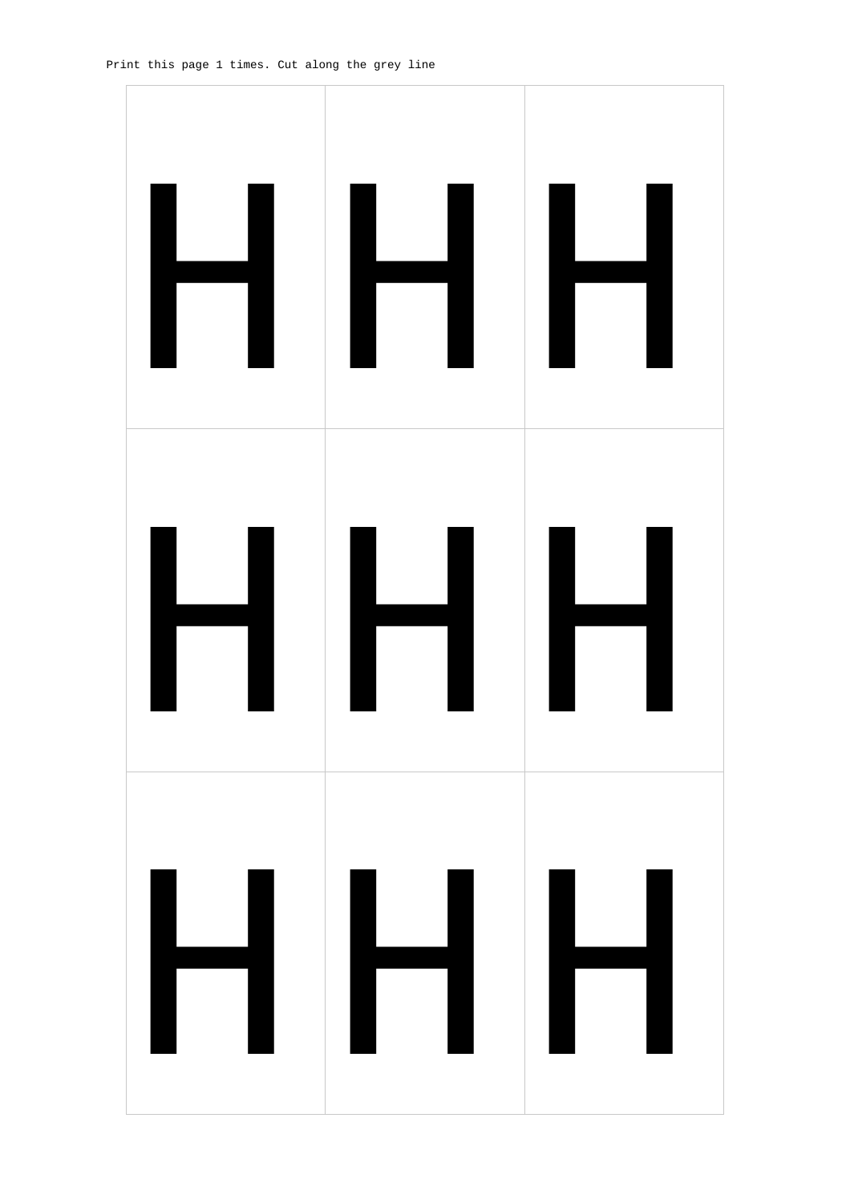Print this page 1 times. Cut along the grey line

| H | H | H |
|---|---|---|
| H | H | H |
| H | H | H |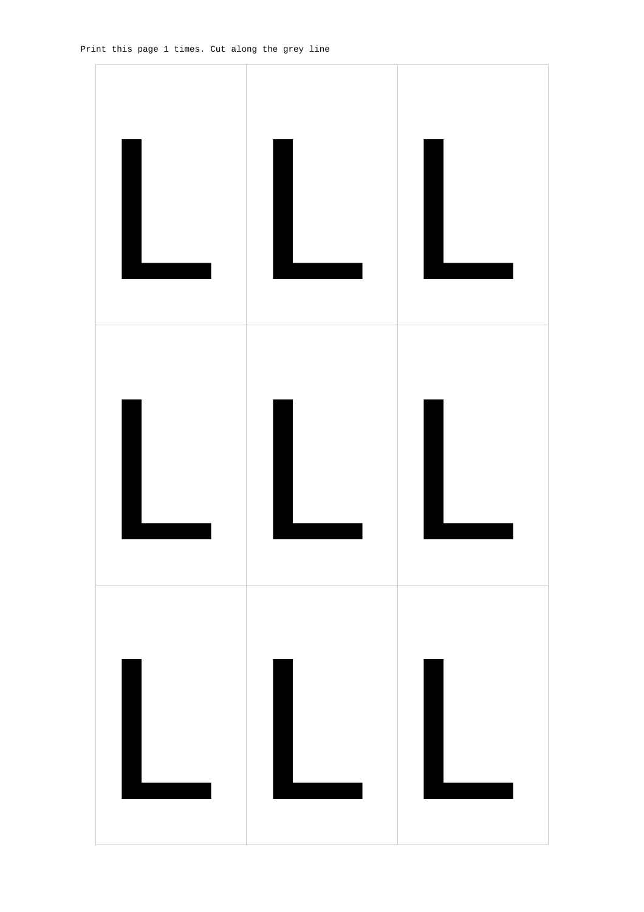Print this page 1 times. Cut along the grey line

| | | |
|---|---|---|
| L | L | L |
| L | L | L |
| L | L | L |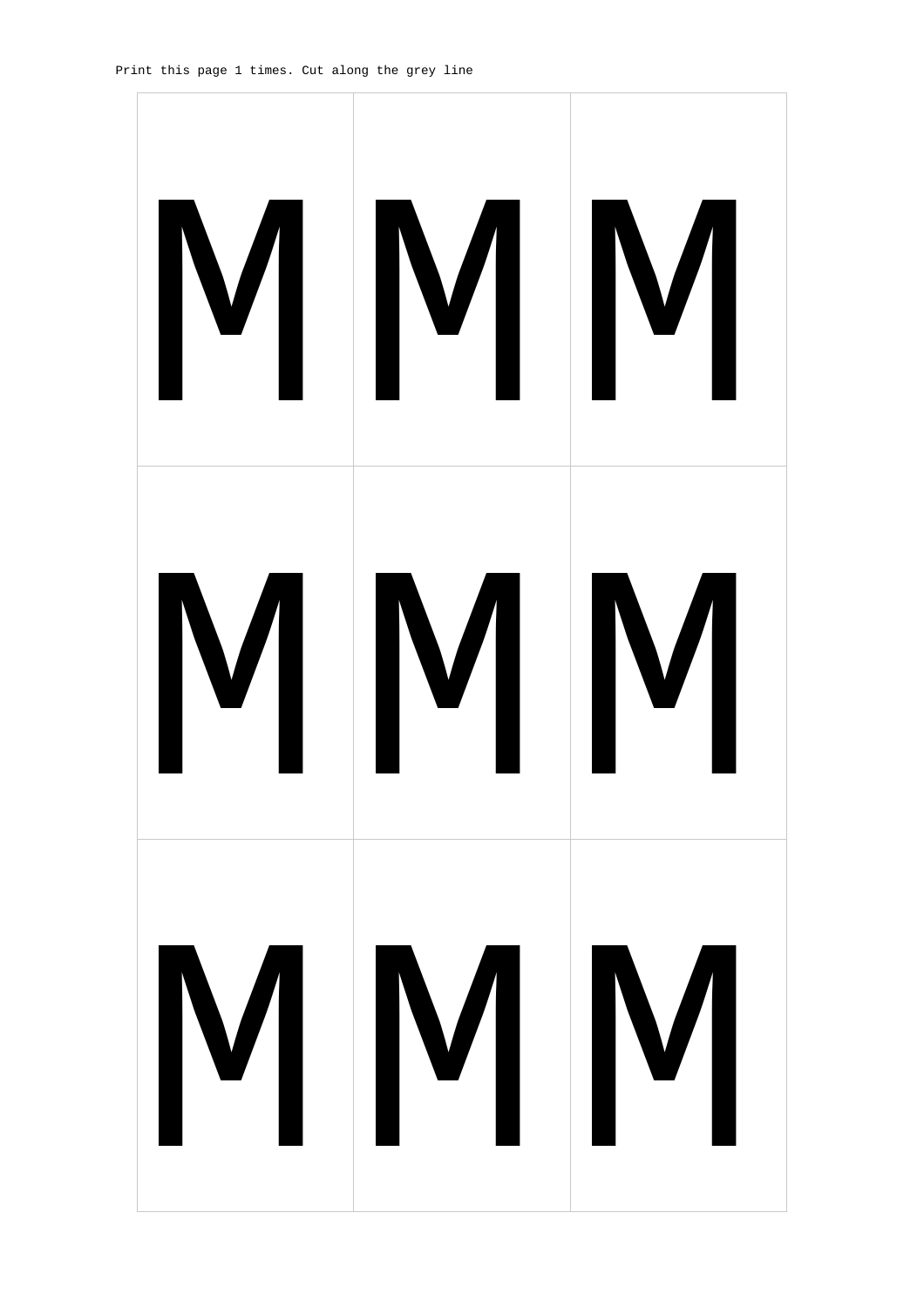Print this page 1 times. Cut along the grey line

| M | M | M |
|---|---|---|
| M | M | M |
| M | M | M |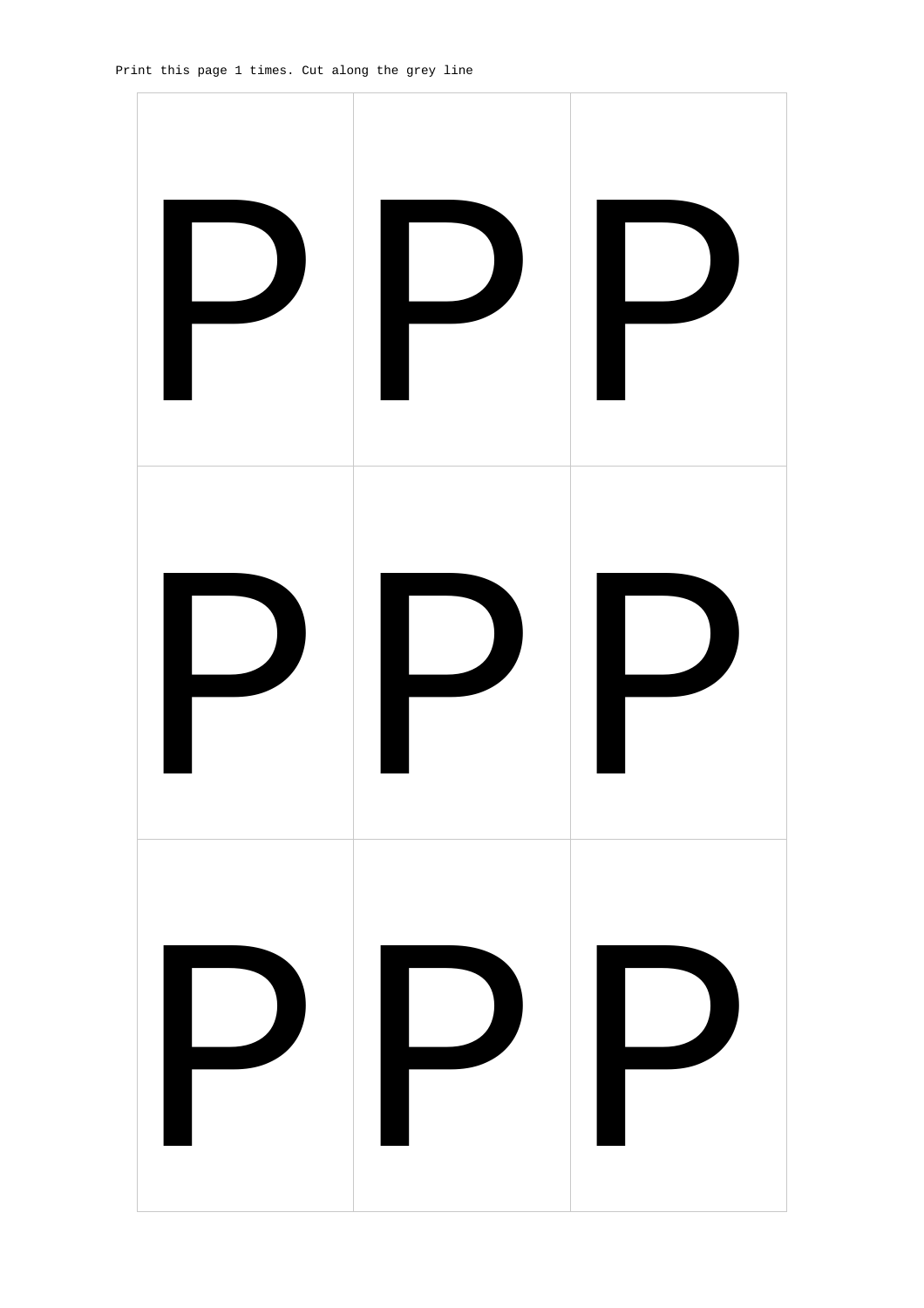Print this page 1 times. Cut along the grey line

| | | |
|---|---|---|
| P | P | P |
| P | P | P |
| P | P | P |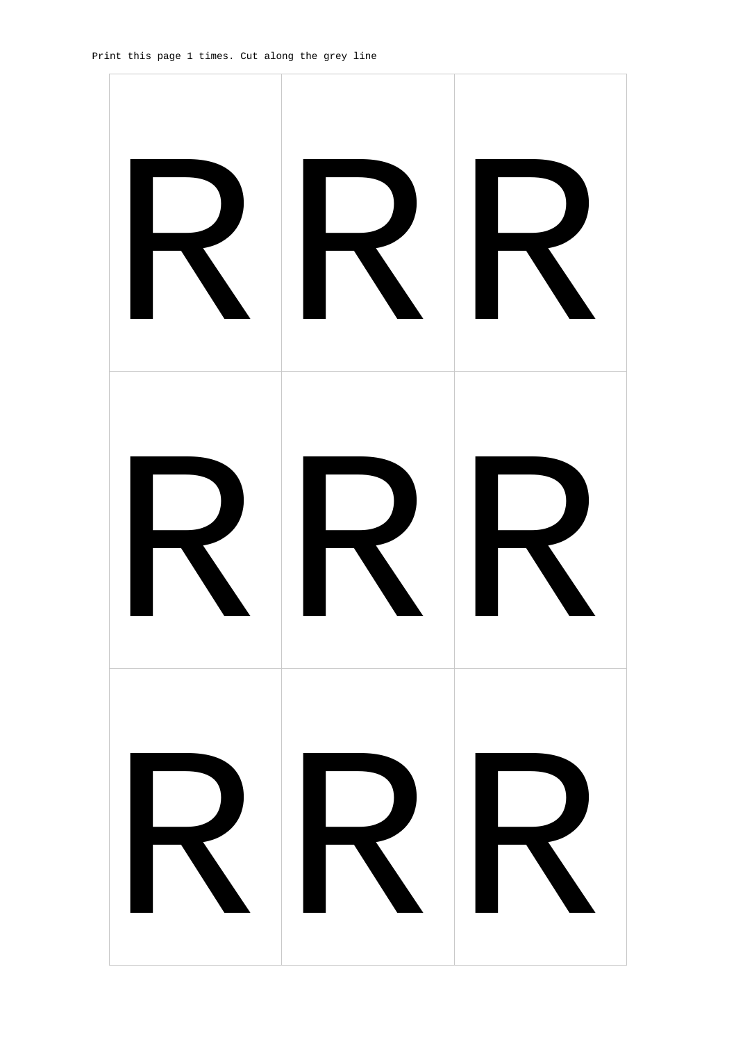Print this page 1 times. Cut along the grey line

| R | R | R |
|---|---|---|
| R | R | R |
| R | R | R |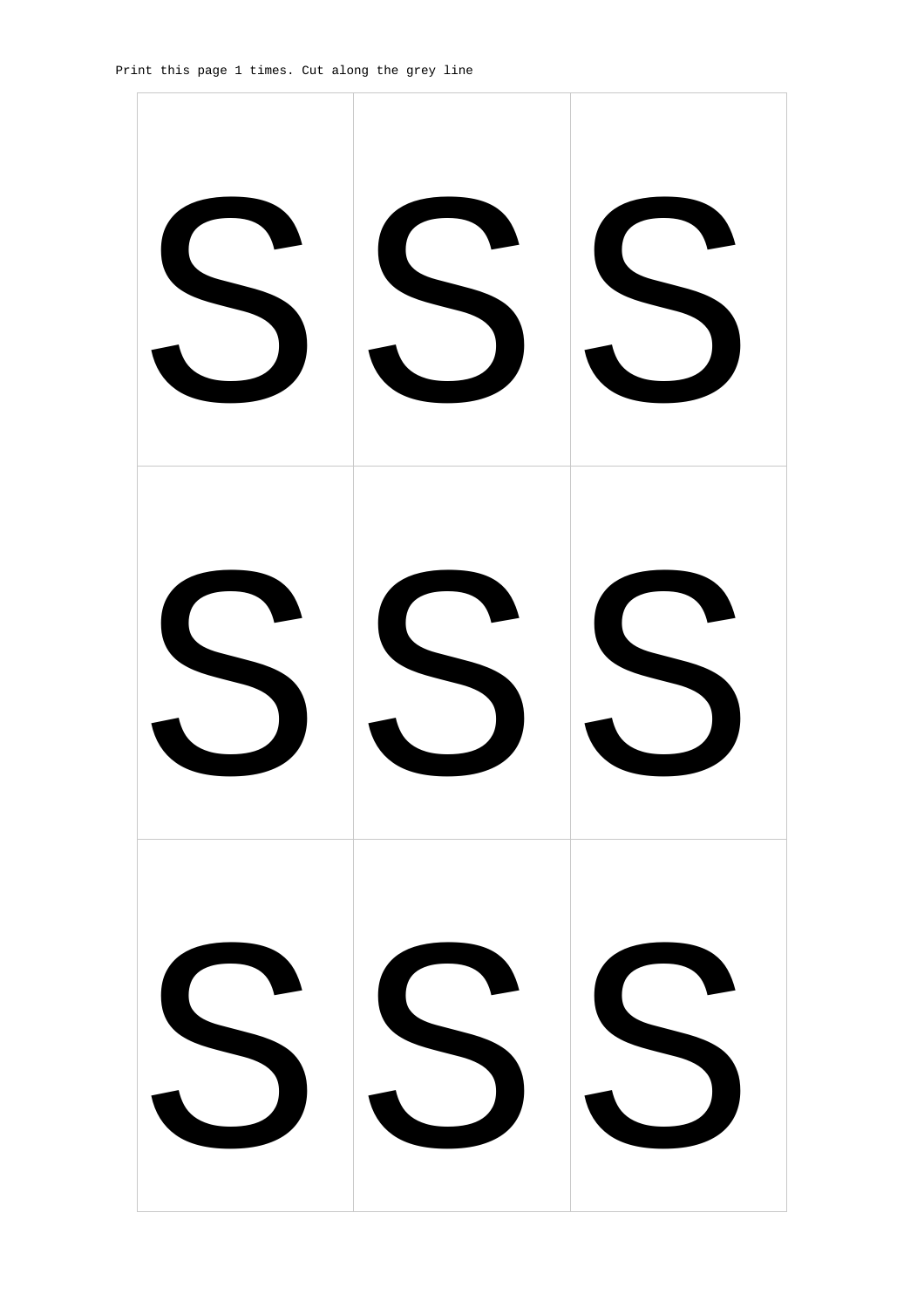Print this page 1 times. Cut along the grey line

| | | |
|---|---|---|
| S | S | S |
| S | S | S |
| S | S | S |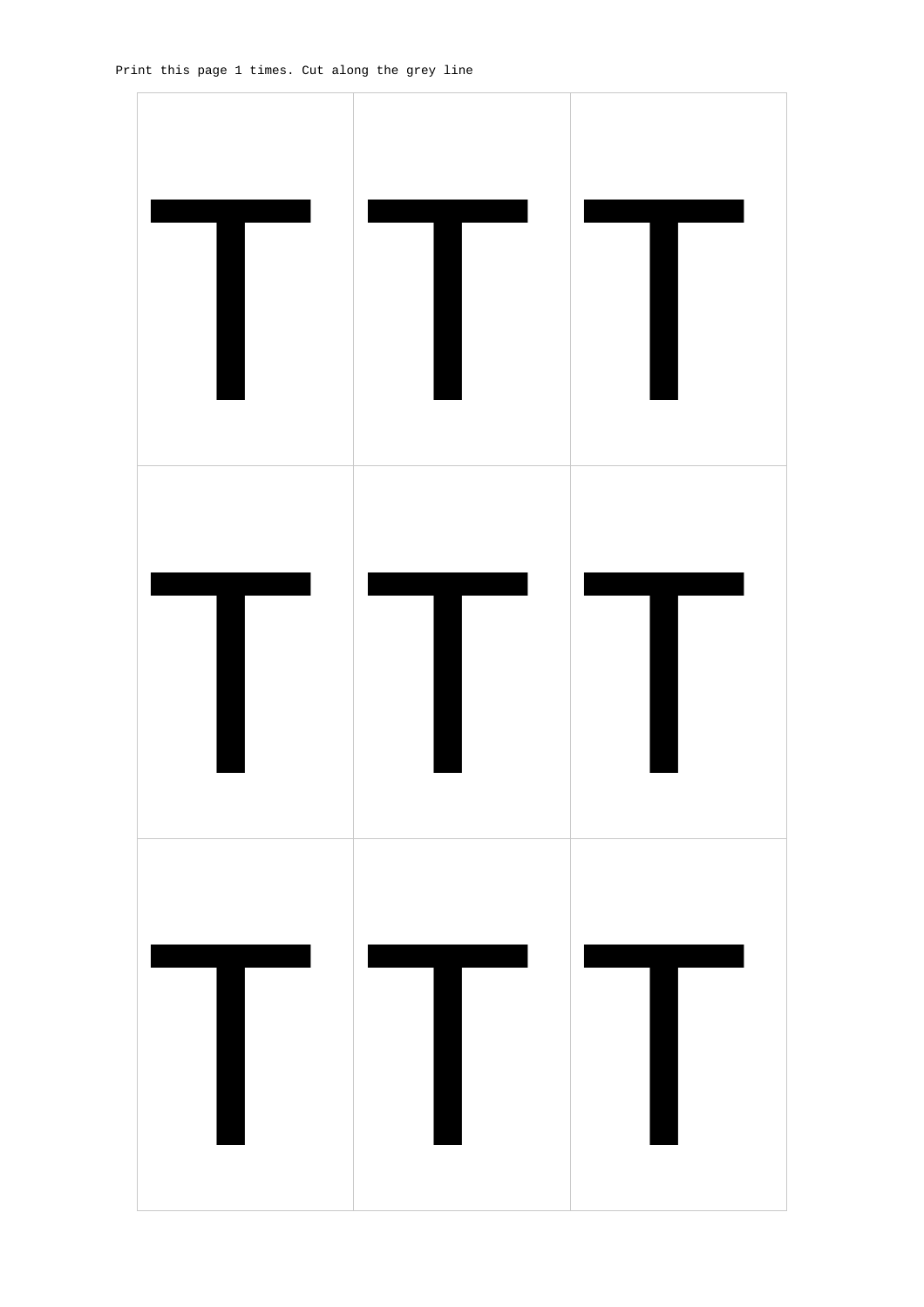Print this page 1 times. Cut along the grey line

| T | T | T |
|---|---|---|
| T | T | T |
| T | T | T |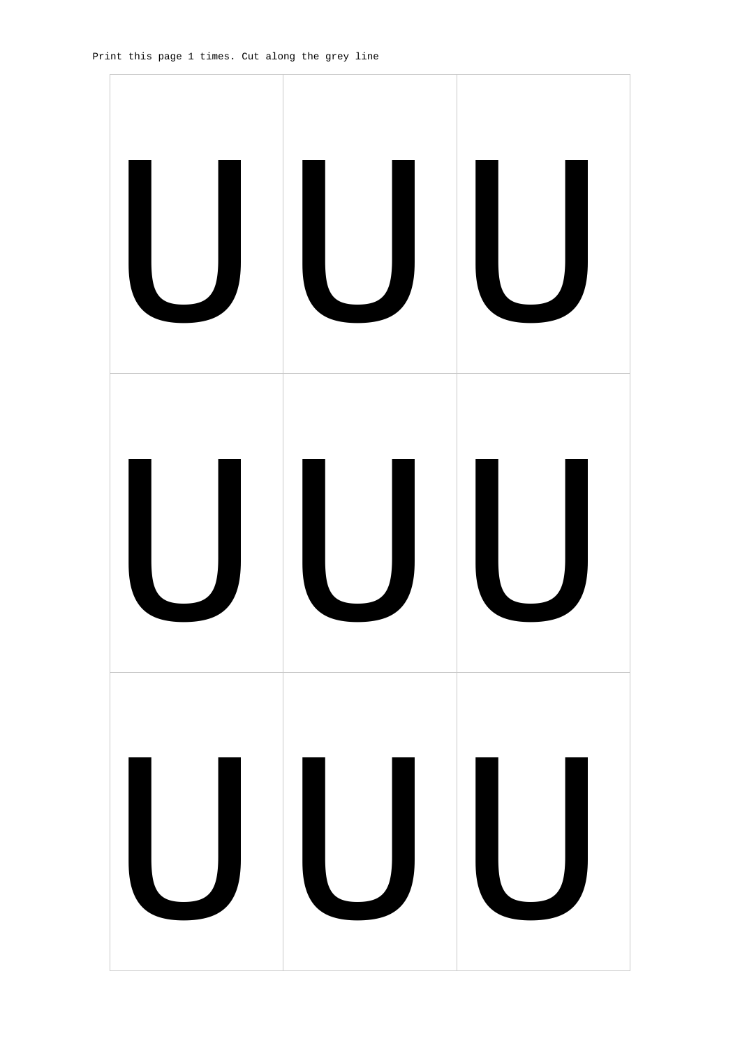Print this page 1 times. Cut along the grey line

| U | U | U |
|---|---|---|
| U | U | U |
| U | U | U |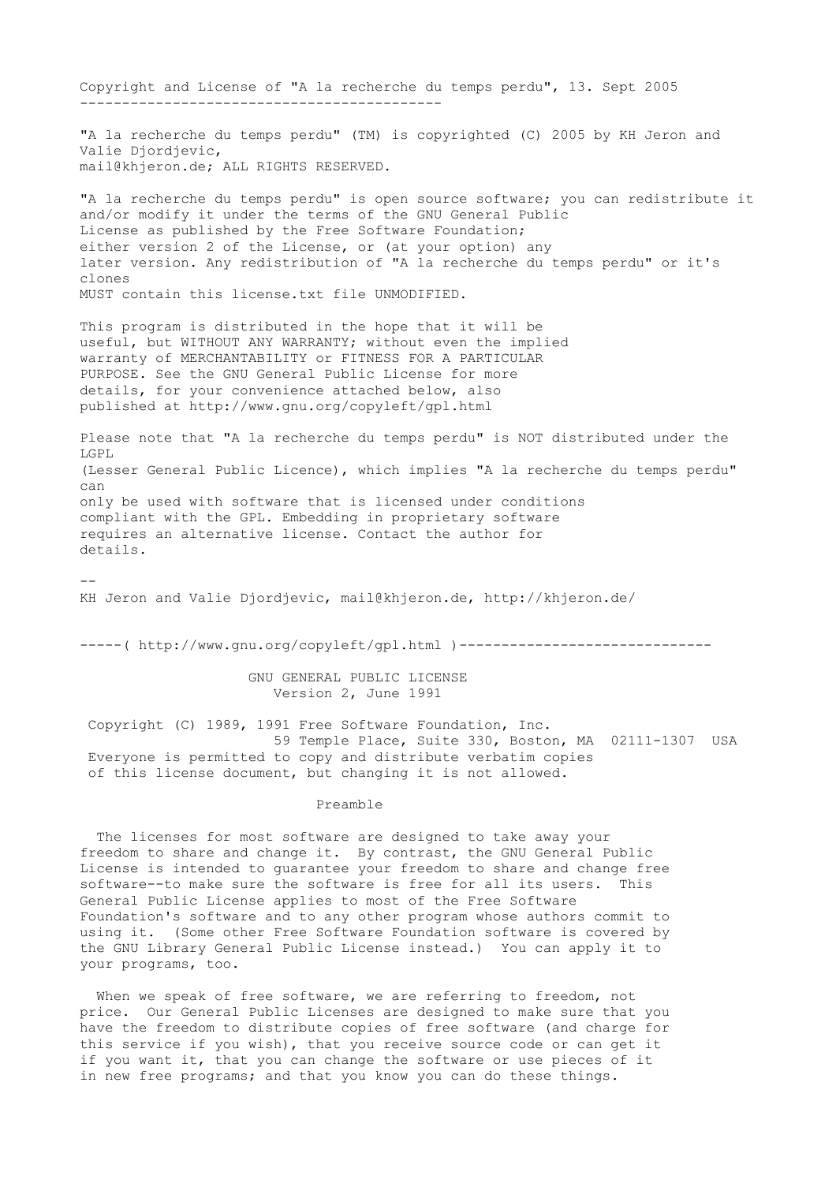Copyright and License of "A la recherche du temps perdu", 13. Sept 2005
------------------------------------------

"A la recherche du temps perdu" (TM) is copyrighted (C) 2005 by KH Jeron and Valie Djordjevic,
mail@khjeron.de; ALL RIGHTS RESERVED.

"A la recherche du temps perdu" is open source software; you can redistribute it and/or modify it under the terms of the GNU General Public License as published by the Free Software Foundation; either version 2 of the License, or (at your option) any later version. Any redistribution of "A la recherche du temps perdu" or it's clones
MUST contain this license.txt file UNMODIFIED.

This program is distributed in the hope that it will be useful, but WITHOUT ANY WARRANTY; without even the implied warranty of MERCHANTABILITY or FITNESS FOR A PARTICULAR PURPOSE. See the GNU General Public License for more details, for your convenience attached below, also published at http://www.gnu.org/copyleft/gpl.html

Please note that "A la recherche du temps perdu" is NOT distributed under the LGPL
(Lesser General Public Licence), which implies "A la recherche du temps perdu" can
only be used with software that is licensed under conditions compliant with the GPL. Embedding in proprietary software requires an alternative license. Contact the author for details.

--
KH Jeron and Valie Djordjevic, mail@khjeron.de, http://khjeron.de/

-----( http://www.gnu.org/copyleft/gpl.html )------------------------------

GNU GENERAL PUBLIC LICENSE
Version 2, June 1991

Copyright (C) 1989, 1991 Free Software Foundation, Inc.
59 Temple Place, Suite 330, Boston, MA 02111-1307 USA
Everyone is permitted to copy and distribute verbatim copies
of this license document, but changing it is not allowed.

Preamble

The licenses for most software are designed to take away your freedom to share and change it. By contrast, the GNU General Public License is intended to guarantee your freedom to share and change free software--to make sure the software is free for all its users. This General Public License applies to most of the Free Software Foundation's software and to any other program whose authors commit to using it. (Some other Free Software Foundation software is covered by the GNU Library General Public License instead.) You can apply it to your programs, too.

When we speak of free software, we are referring to freedom, not price. Our General Public Licenses are designed to make sure that you have the freedom to distribute copies of free software (and charge for this service if you wish), that you receive source code or can get it if you want it, that you can change the software or use pieces of it in new free programs; and that you know you can do these things.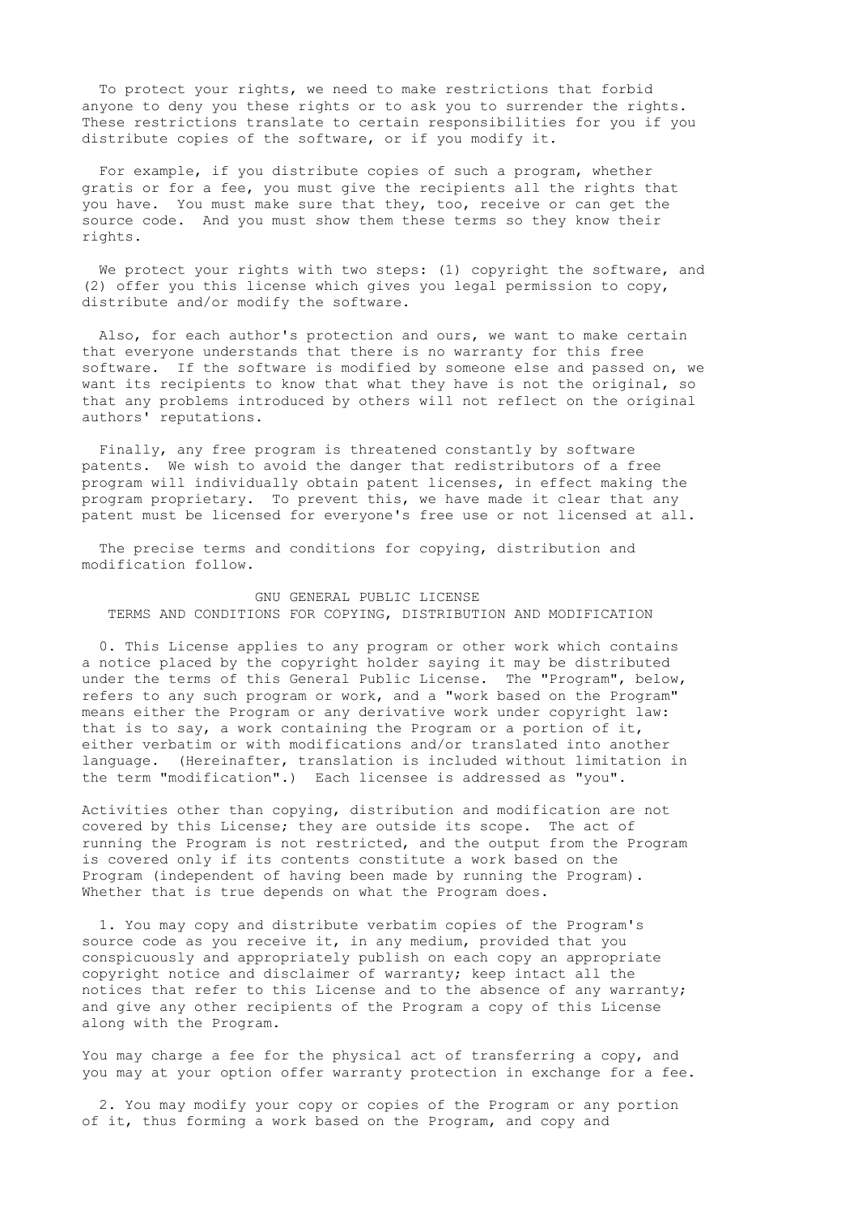To protect your rights, we need to make restrictions that forbid anyone to deny you these rights or to ask you to surrender the rights. These restrictions translate to certain responsibilities for you if you distribute copies of the software, or if you modify it.

For example, if you distribute copies of such a program, whether gratis or for a fee, you must give the recipients all the rights that you have. You must make sure that they, too, receive or can get the source code. And you must show them these terms so they know their rights.

We protect your rights with two steps: (1) copyright the software, and (2) offer you this license which gives you legal permission to copy, distribute and/or modify the software.

Also, for each author's protection and ours, we want to make certain that everyone understands that there is no warranty for this free software. If the software is modified by someone else and passed on, we want its recipients to know that what they have is not the original, so that any problems introduced by others will not reflect on the original authors' reputations.

Finally, any free program is threatened constantly by software patents. We wish to avoid the danger that redistributors of a free program will individually obtain patent licenses, in effect making the program proprietary. To prevent this, we have made it clear that any patent must be licensed for everyone's free use or not licensed at all.

The precise terms and conditions for copying, distribution and modification follow.

## GNU GENERAL PUBLIC LICENSE
## TERMS AND CONDITIONS FOR COPYING, DISTRIBUTION AND MODIFICATION

0. This License applies to any program or other work which contains a notice placed by the copyright holder saying it may be distributed under the terms of this General Public License. The "Program", below, refers to any such program or work, and a "work based on the Program" means either the Program or any derivative work under copyright law: that is to say, a work containing the Program or a portion of it, either verbatim or with modifications and/or translated into another language. (Hereinafter, translation is included without limitation in the term "modification".) Each licensee is addressed as "you".

Activities other than copying, distribution and modification are not covered by this License; they are outside its scope. The act of running the Program is not restricted, and the output from the Program is covered only if its contents constitute a work based on the Program (independent of having been made by running the Program). Whether that is true depends on what the Program does.

1. You may copy and distribute verbatim copies of the Program's source code as you receive it, in any medium, provided that you conspicuously and appropriately publish on each copy an appropriate copyright notice and disclaimer of warranty; keep intact all the notices that refer to this License and to the absence of any warranty; and give any other recipients of the Program a copy of this License along with the Program.

You may charge a fee for the physical act of transferring a copy, and you may at your option offer warranty protection in exchange for a fee.

2. You may modify your copy or copies of the Program or any portion of it, thus forming a work based on the Program, and copy and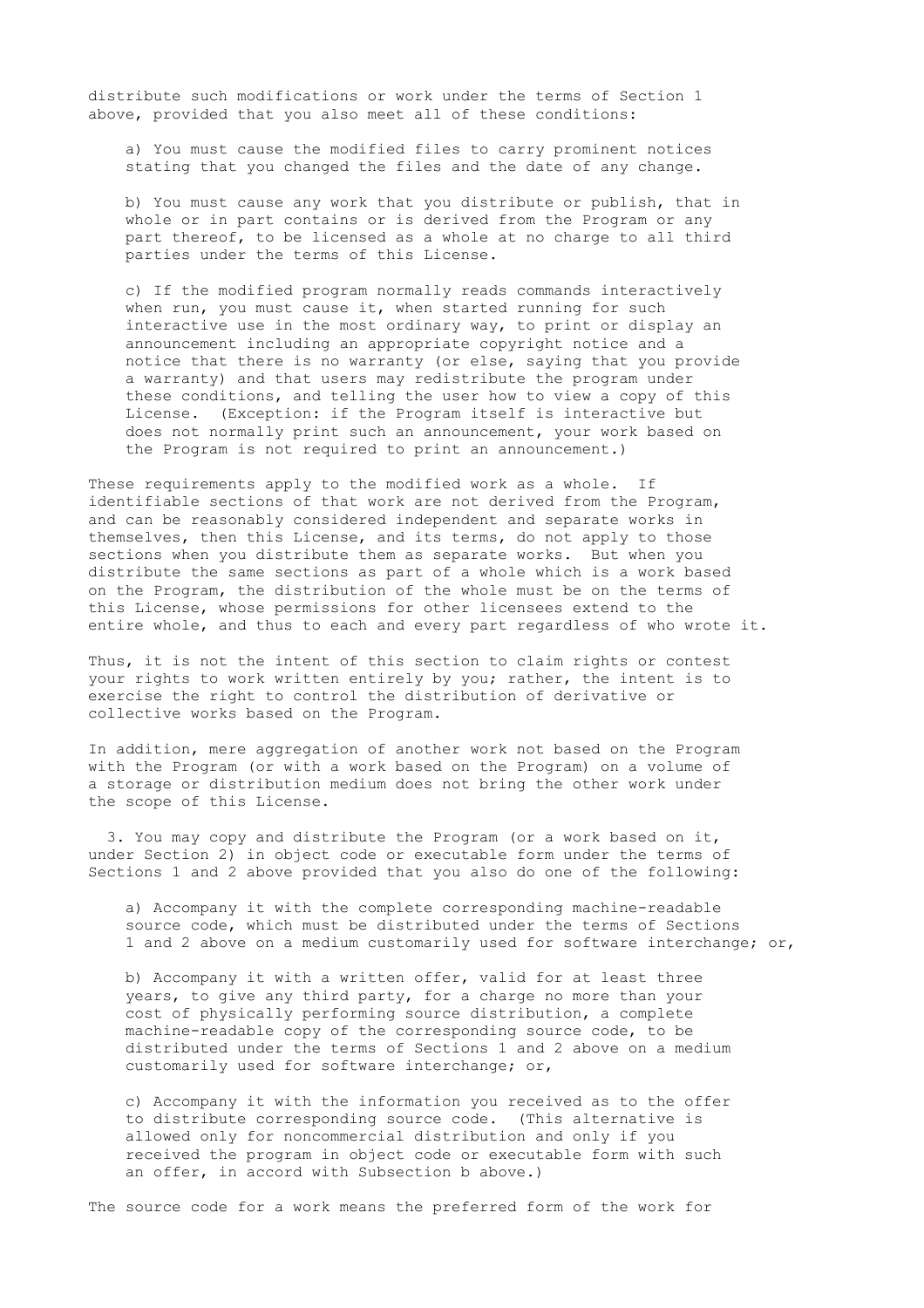distribute such modifications or work under the terms of Section 1 above, provided that you also meet all of these conditions:

a) You must cause the modified files to carry prominent notices stating that you changed the files and the date of any change.

b) You must cause any work that you distribute or publish, that in whole or in part contains or is derived from the Program or any part thereof, to be licensed as a whole at no charge to all third parties under the terms of this License.

c) If the modified program normally reads commands interactively when run, you must cause it, when started running for such interactive use in the most ordinary way, to print or display an announcement including an appropriate copyright notice and a notice that there is no warranty (or else, saying that you provide a warranty) and that users may redistribute the program under these conditions, and telling the user how to view a copy of this License. (Exception: if the Program itself is interactive but does not normally print such an announcement, your work based on the Program is not required to print an announcement.)

These requirements apply to the modified work as a whole. If identifiable sections of that work are not derived from the Program, and can be reasonably considered independent and separate works in themselves, then this License, and its terms, do not apply to those sections when you distribute them as separate works. But when you distribute the same sections as part of a whole which is a work based on the Program, the distribution of the whole must be on the terms of this License, whose permissions for other licensees extend to the entire whole, and thus to each and every part regardless of who wrote it.

Thus, it is not the intent of this section to claim rights or contest your rights to work written entirely by you; rather, the intent is to exercise the right to control the distribution of derivative or collective works based on the Program.

In addition, mere aggregation of another work not based on the Program with the Program (or with a work based on the Program) on a volume of a storage or distribution medium does not bring the other work under the scope of this License.

3. You may copy and distribute the Program (or a work based on it, under Section 2) in object code or executable form under the terms of Sections 1 and 2 above provided that you also do one of the following:

a) Accompany it with the complete corresponding machine-readable source code, which must be distributed under the terms of Sections 1 and 2 above on a medium customarily used for software interchange; or,

b) Accompany it with a written offer, valid for at least three years, to give any third party, for a charge no more than your cost of physically performing source distribution, a complete machine-readable copy of the corresponding source code, to be distributed under the terms of Sections 1 and 2 above on a medium customarily used for software interchange; or,

c) Accompany it with the information you received as to the offer to distribute corresponding source code. (This alternative is allowed only for noncommercial distribution and only if you received the program in object code or executable form with such an offer, in accord with Subsection b above.)

The source code for a work means the preferred form of the work for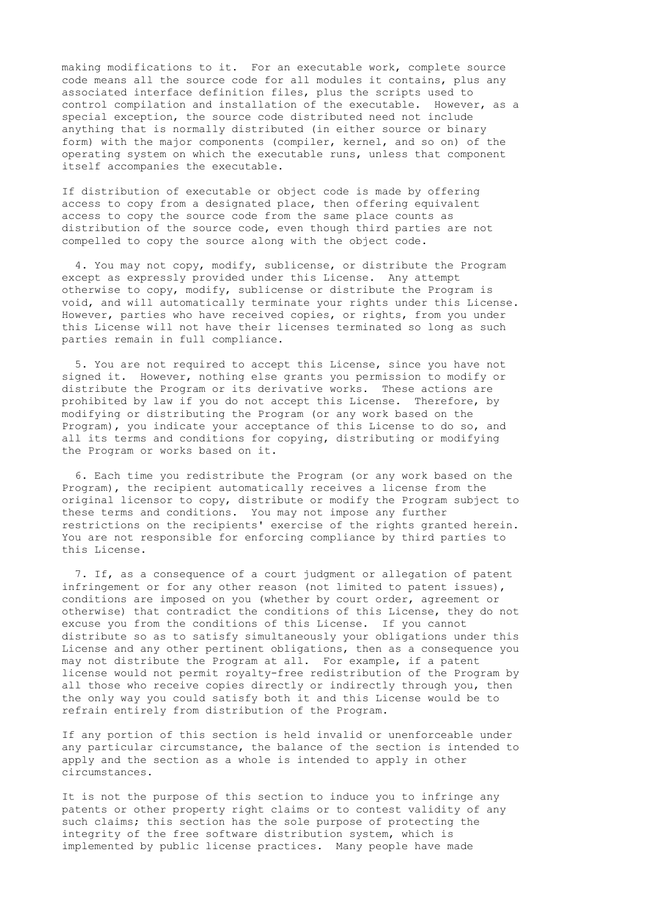making modifications to it. For an executable work, complete source code means all the source code for all modules it contains, plus any associated interface definition files, plus the scripts used to control compilation and installation of the executable. However, as a special exception, the source code distributed need not include anything that is normally distributed (in either source or binary form) with the major components (compiler, kernel, and so on) of the operating system on which the executable runs, unless that component itself accompanies the executable.

If distribution of executable or object code is made by offering access to copy from a designated place, then offering equivalent access to copy the source code from the same place counts as distribution of the source code, even though third parties are not compelled to copy the source along with the object code.

4. You may not copy, modify, sublicense, or distribute the Program except as expressly provided under this License. Any attempt otherwise to copy, modify, sublicense or distribute the Program is void, and will automatically terminate your rights under this License. However, parties who have received copies, or rights, from you under this License will not have their licenses terminated so long as such parties remain in full compliance.

5. You are not required to accept this License, since you have not signed it. However, nothing else grants you permission to modify or distribute the Program or its derivative works. These actions are prohibited by law if you do not accept this License. Therefore, by modifying or distributing the Program (or any work based on the Program), you indicate your acceptance of this License to do so, and all its terms and conditions for copying, distributing or modifying the Program or works based on it.

6. Each time you redistribute the Program (or any work based on the Program), the recipient automatically receives a license from the original licensor to copy, distribute or modify the Program subject to these terms and conditions. You may not impose any further restrictions on the recipients' exercise of the rights granted herein. You are not responsible for enforcing compliance by third parties to this License.

7. If, as a consequence of a court judgment or allegation of patent infringement or for any other reason (not limited to patent issues), conditions are imposed on you (whether by court order, agreement or otherwise) that contradict the conditions of this License, they do not excuse you from the conditions of this License. If you cannot distribute so as to satisfy simultaneously your obligations under this License and any other pertinent obligations, then as a consequence you may not distribute the Program at all. For example, if a patent license would not permit royalty-free redistribution of the Program by all those who receive copies directly or indirectly through you, then the only way you could satisfy both it and this License would be to refrain entirely from distribution of the Program.

If any portion of this section is held invalid or unenforceable under any particular circumstance, the balance of the section is intended to apply and the section as a whole is intended to apply in other circumstances.

It is not the purpose of this section to induce you to infringe any patents or other property right claims or to contest validity of any such claims; this section has the sole purpose of protecting the integrity of the free software distribution system, which is implemented by public license practices. Many people have made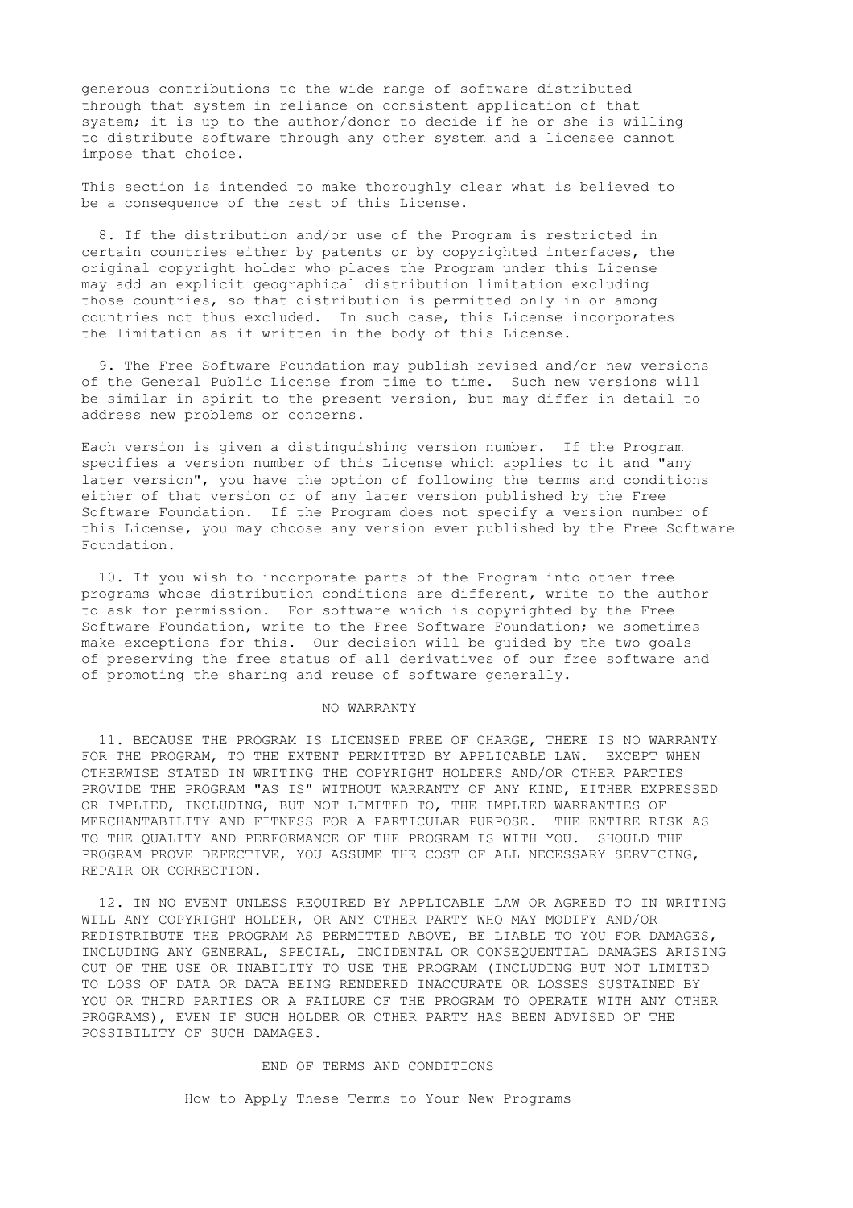generous contributions to the wide range of software distributed through that system in reliance on consistent application of that system; it is up to the author/donor to decide if he or she is willing to distribute software through any other system and a licensee cannot impose that choice.

This section is intended to make thoroughly clear what is believed to be a consequence of the rest of this License.

8. If the distribution and/or use of the Program is restricted in certain countries either by patents or by copyrighted interfaces, the original copyright holder who places the Program under this License may add an explicit geographical distribution limitation excluding those countries, so that distribution is permitted only in or among countries not thus excluded. In such case, this License incorporates the limitation as if written in the body of this License.

9. The Free Software Foundation may publish revised and/or new versions of the General Public License from time to time. Such new versions will be similar in spirit to the present version, but may differ in detail to address new problems or concerns.

Each version is given a distinguishing version number. If the Program specifies a version number of this License which applies to it and "any later version", you have the option of following the terms and conditions either of that version or of any later version published by the Free Software Foundation. If the Program does not specify a version number of this License, you may choose any version ever published by the Free Software Foundation.

10. If you wish to incorporate parts of the Program into other free programs whose distribution conditions are different, write to the author to ask for permission. For software which is copyrighted by the Free Software Foundation, write to the Free Software Foundation; we sometimes make exceptions for this. Our decision will be guided by the two goals of preserving the free status of all derivatives of our free software and of promoting the sharing and reuse of software generally.

## NO WARRANTY

11. BECAUSE THE PROGRAM IS LICENSED FREE OF CHARGE, THERE IS NO WARRANTY FOR THE PROGRAM, TO THE EXTENT PERMITTED BY APPLICABLE LAW. EXCEPT WHEN OTHERWISE STATED IN WRITING THE COPYRIGHT HOLDERS AND/OR OTHER PARTIES PROVIDE THE PROGRAM "AS IS" WITHOUT WARRANTY OF ANY KIND, EITHER EXPRESSED OR IMPLIED, INCLUDING, BUT NOT LIMITED TO, THE IMPLIED WARRANTIES OF MERCHANTABILITY AND FITNESS FOR A PARTICULAR PURPOSE. THE ENTIRE RISK AS TO THE QUALITY AND PERFORMANCE OF THE PROGRAM IS WITH YOU. SHOULD THE PROGRAM PROVE DEFECTIVE, YOU ASSUME THE COST OF ALL NECESSARY SERVICING, REPAIR OR CORRECTION.

12. IN NO EVENT UNLESS REQUIRED BY APPLICABLE LAW OR AGREED TO IN WRITING WILL ANY COPYRIGHT HOLDER, OR ANY OTHER PARTY WHO MAY MODIFY AND/OR REDISTRIBUTE THE PROGRAM AS PERMITTED ABOVE, BE LIABLE TO YOU FOR DAMAGES, INCLUDING ANY GENERAL, SPECIAL, INCIDENTAL OR CONSEQUENTIAL DAMAGES ARISING OUT OF THE USE OR INABILITY TO USE THE PROGRAM (INCLUDING BUT NOT LIMITED TO LOSS OF DATA OR DATA BEING RENDERED INACCURATE OR LOSSES SUSTAINED BY YOU OR THIRD PARTIES OR A FAILURE OF THE PROGRAM TO OPERATE WITH ANY OTHER PROGRAMS), EVEN IF SUCH HOLDER OR OTHER PARTY HAS BEEN ADVISED OF THE POSSIBILITY OF SUCH DAMAGES.

END OF TERMS AND CONDITIONS

## How to Apply These Terms to Your New Programs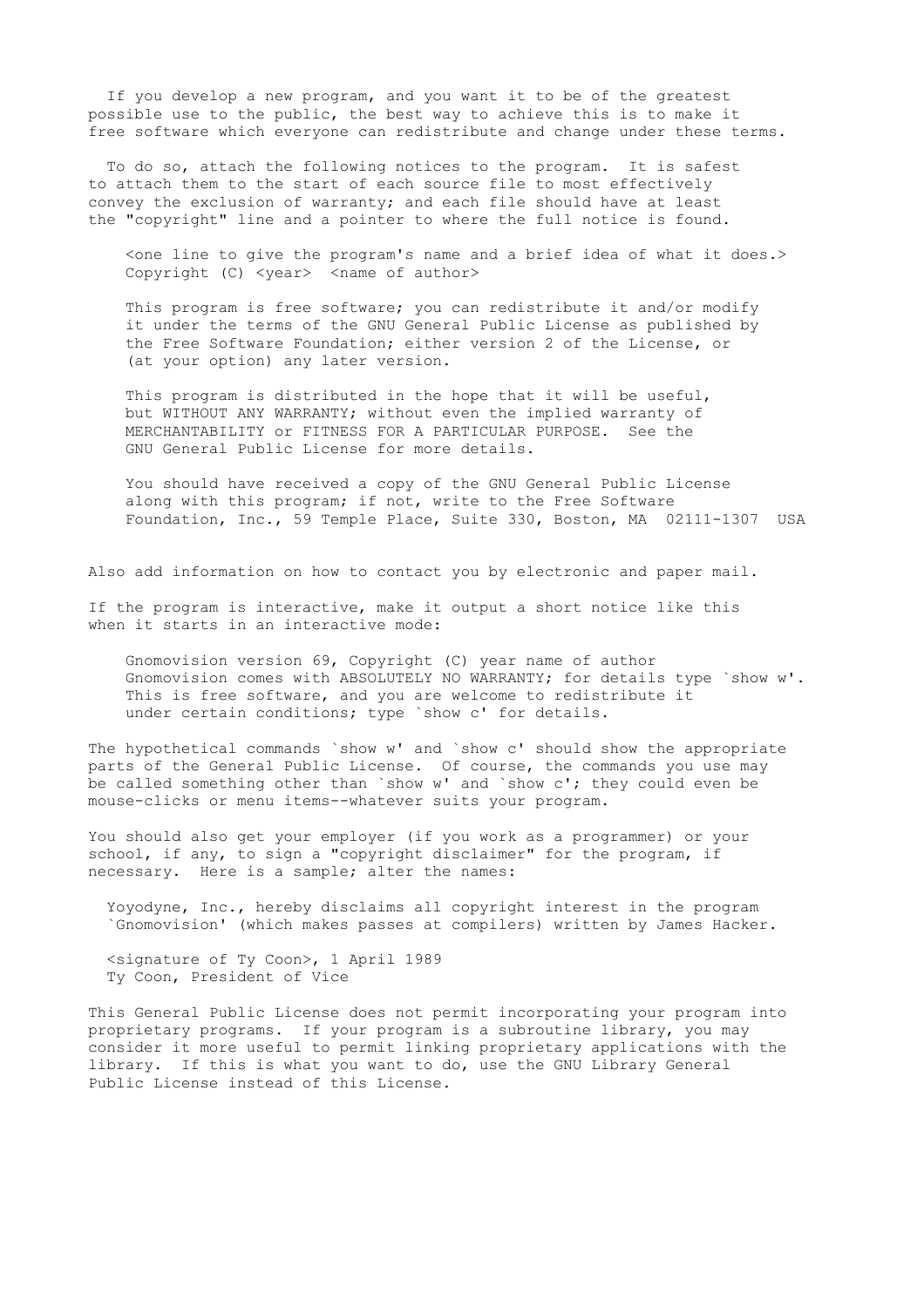If you develop a new program, and you want it to be of the greatest possible use to the public, the best way to achieve this is to make it free software which everyone can redistribute and change under these terms.

To do so, attach the following notices to the program. It is safest to attach them to the start of each source file to most effectively convey the exclusion of warranty; and each file should have at least the "copyright" line and a pointer to where the full notice is found.

```
<one line to give the program's name and a brief idea of what it does.>
Copyright (C) <year>  <name of author>

This program is free software; you can redistribute it and/or modify
it under the terms of the GNU General Public License as published by
the Free Software Foundation; either version 2 of the License, or
(at your option) any later version.

This program is distributed in the hope that it will be useful,
but WITHOUT ANY WARRANTY; without even the implied warranty of
MERCHANTABILITY or FITNESS FOR A PARTICULAR PURPOSE.  See the
GNU General Public License for more details.

You should have received a copy of the GNU General Public License
along with this program; if not, write to the Free Software
Foundation, Inc., 59 Temple Place, Suite 330, Boston, MA  02111-1307  USA
```

Also add information on how to contact you by electronic and paper mail.

If the program is interactive, make it output a short notice like this when it starts in an interactive mode:

```
Gnomovision version 69, Copyright (C) year name of author
Gnomovision comes with ABSOLUTELY NO WARRANTY; for details type `show w'.
This is free software, and you are welcome to redistribute it
under certain conditions; type `show c' for details.
```

The hypothetical commands `show w' and `show c' should show the appropriate parts of the General Public License. Of course, the commands you use may be called something other than `show w' and `show c'; they could even be mouse-clicks or menu items--whatever suits your program.

You should also get your employer (if you work as a programmer) or your school, if any, to sign a "copyright disclaimer" for the program, if necessary. Here is a sample; alter the names:

```
Yoyodyne, Inc., hereby disclaims all copyright interest in the program
`Gnomovision' (which makes passes at compilers) written by James Hacker.

<signature of Ty Coon>, 1 April 1989
Ty Coon, President of Vice
```

This General Public License does not permit incorporating your program into proprietary programs. If your program is a subroutine library, you may consider it more useful to permit linking proprietary applications with the library. If this is what you want to do, use the GNU Library General Public License instead of this License.